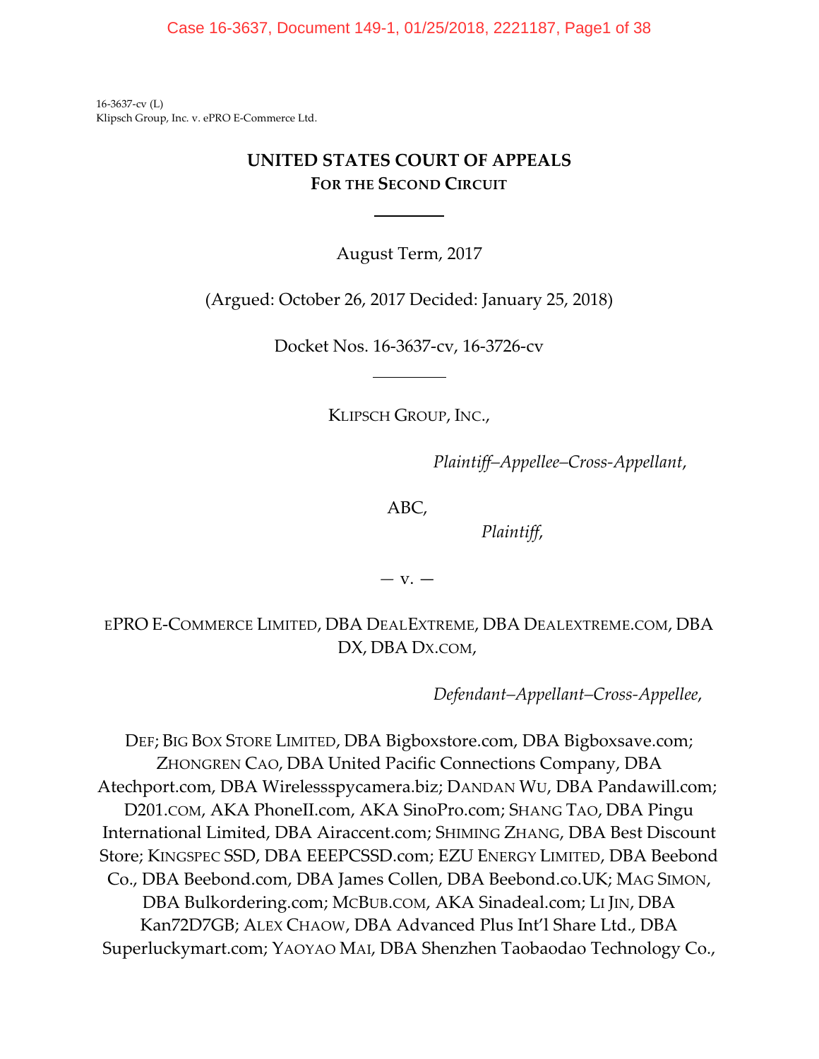16-3637-cv (L)
Klipsch Group, Inc. v. ePRO E-Commerce Ltd.

# UNITED STATES COURT OF APPEALS
## FOR THE SECOND CIRCUIT

August Term, 2017

(Argued: October 26, 2017 Decided: January 25, 2018)

Docket Nos. 16-3637-cv, 16-3726-cv

KLIPSCH GROUP, INC.,

*Plaintiff–Appellee–Cross-Appellant*,

ABC,

*Plaintiff*,

— v. —

EPRO E-COMMERCE LIMITED, DBA DEALEXTREME, DBA DEALEXTREME.COM, DBA DX, DBA DX.COM,

*Defendant–Appellant–Cross-Appellee*,

DEF; BIG BOX STORE LIMITED, DBA Bigboxstore.com, DBA Bigboxsave.com; ZHONGREN CAO, DBA United Pacific Connections Company, DBA Atechport.com, DBA Wirelessspycamera.biz; DANDAN WU, DBA Pandawill.com; D201.COM, AKA PhoneII.com, AKA SinoPro.com; SHANG TAO, DBA Pingu International Limited, DBA Airaccent.com; SHIMING ZHANG, DBA Best Discount Store; KINGSPEC SSD, DBA EEEPCSSD.com; EZU ENERGY LIMITED, DBA Beebond Co., DBA Beebond.com, DBA James Collen, DBA Beebond.co.UK; MAG SIMON, DBA Bulkordering.com; MCBUB.COM, AKA Sinadeal.com; LI JIN, DBA Kan72D7GB; ALEX CHAOW, DBA Advanced Plus Int'l Share Ltd., DBA Superluckymart.com; YAOYAO MAI, DBA Shenzhen Taobaodao Technology Co.,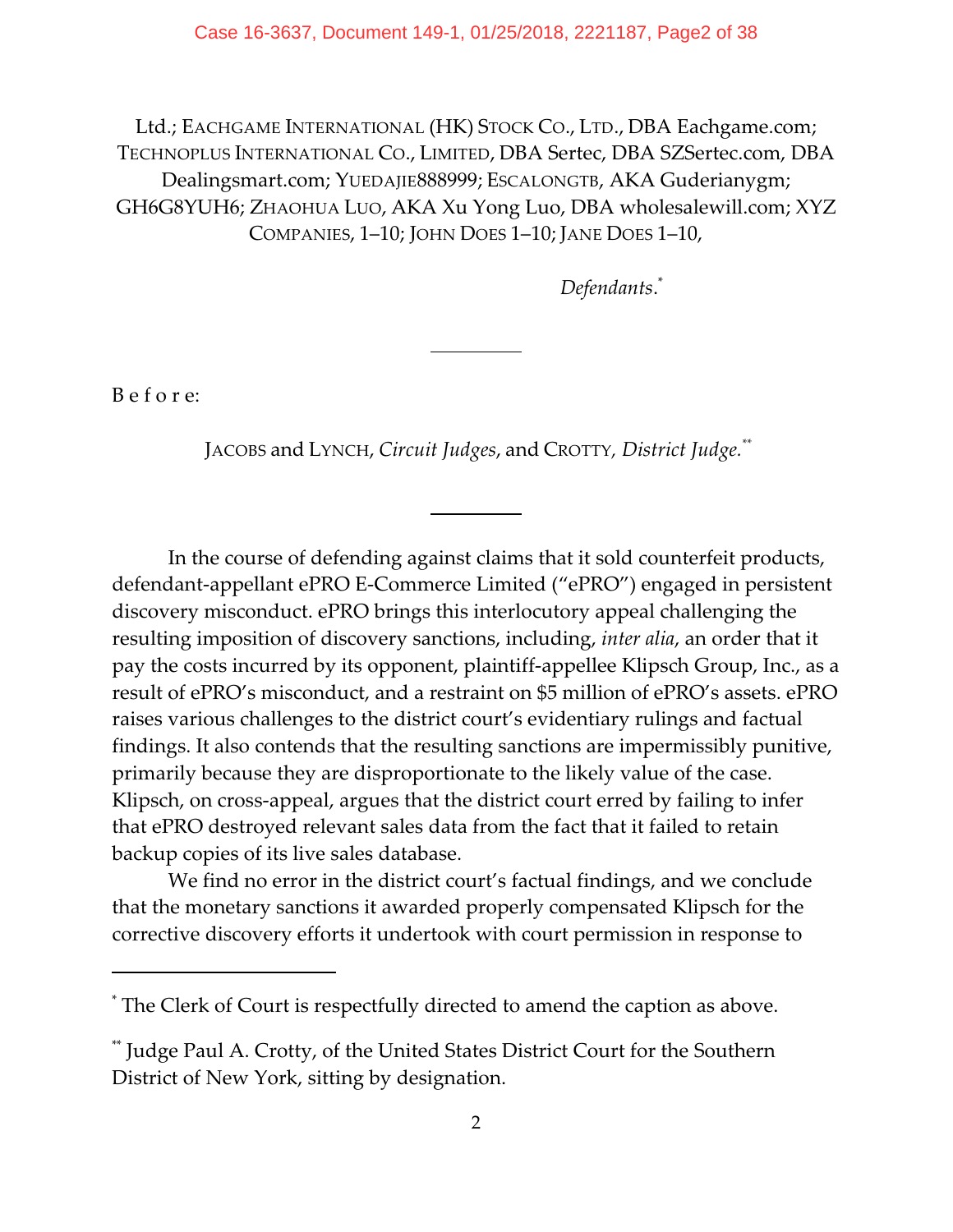Ltd.; EACHGAME INTERNATIONAL (HK) STOCK CO., LTD., DBA Eachgame.com; TECHNOPLUS INTERNATIONAL CO., LIMITED, DBA Sertec, DBA SZSertec.com, DBA Dealingsmart.com; YUEDAJIE888999; ESCALONGTB, AKA Guderianygm; GH6G8YUH6; ZHAOHUA LUO, AKA Xu Yong Luo, DBA wholesalewill.com; XYZ COMPANIES, 1–10; JOHN DOES 1–10; JANE DOES 1–10,

*Defendants*.[*]

---

B e f o r e:

JACOBS and LYNCH, *Circuit Judges*, and CROTTY, *District Judge*.[**]

---

In the course of defending against claims that it sold counterfeit products, defendant-appellant ePRO E-Commerce Limited ("ePRO") engaged in persistent discovery misconduct. ePRO brings this interlocutory appeal challenging the resulting imposition of discovery sanctions, including, *inter alia*, an order that it pay the costs incurred by its opponent, plaintiff-appellee Klipsch Group, Inc., as a result of ePRO's misconduct, and a restraint on $5 million of ePRO's assets. ePRO raises various challenges to the district court's evidentiary rulings and factual findings. It also contends that the resulting sanctions are impermissibly punitive, primarily because they are disproportionate to the likely value of the case. Klipsch, on cross-appeal, argues that the district court erred by failing to infer that ePRO destroyed relevant sales data from the fact that it failed to retain backup copies of its live sales database.

We find no error in the district court's factual findings, and we conclude that the monetary sanctions it awarded properly compensated Klipsch for the corrective discovery efforts it undertook with court permission in response to

---

[*] The Clerk of Court is respectfully directed to amend the caption as above.

[**] Judge Paul A. Crotty, of the United States District Court for the Southern District of New York, sitting by designation.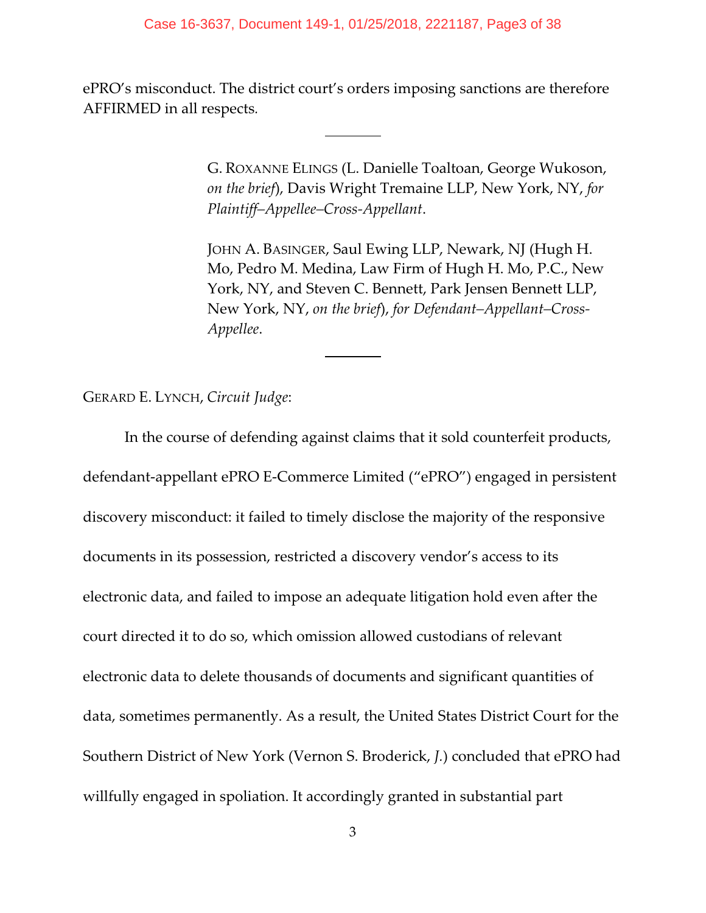ePRO's misconduct. The district court's orders imposing sanctions are therefore AFFIRMED in all respects.

---

G. ROXANNE ELINGS (L. Danielle Toaltoan, George Wukoson, *on the brief*), Davis Wright Tremaine LLP, New York, NY, *for Plaintiff–Appellee–Cross-Appellant*.

JOHN A. BASINGER, Saul Ewing LLP, Newark, NJ (Hugh H. Mo, Pedro M. Medina, Law Firm of Hugh H. Mo, P.C., New York, NY, and Steven C. Bennett, Park Jensen Bennett LLP, New York, NY, *on the brief*), *for Defendant–Appellant–Cross-Appellee*.

---

GERARD E. LYNCH, *Circuit Judge*:

In the course of defending against claims that it sold counterfeit products, defendant-appellant ePRO E-Commerce Limited ("ePRO") engaged in persistent discovery misconduct: it failed to timely disclose the majority of the responsive documents in its possession, restricted a discovery vendor's access to its electronic data, and failed to impose an adequate litigation hold even after the court directed it to do so, which omission allowed custodians of relevant electronic data to delete thousands of documents and significant quantities of data, sometimes permanently. As a result, the United States District Court for the Southern District of New York (Vernon S. Broderick, *J.*) concluded that ePRO had willfully engaged in spoliation. It accordingly granted in substantial part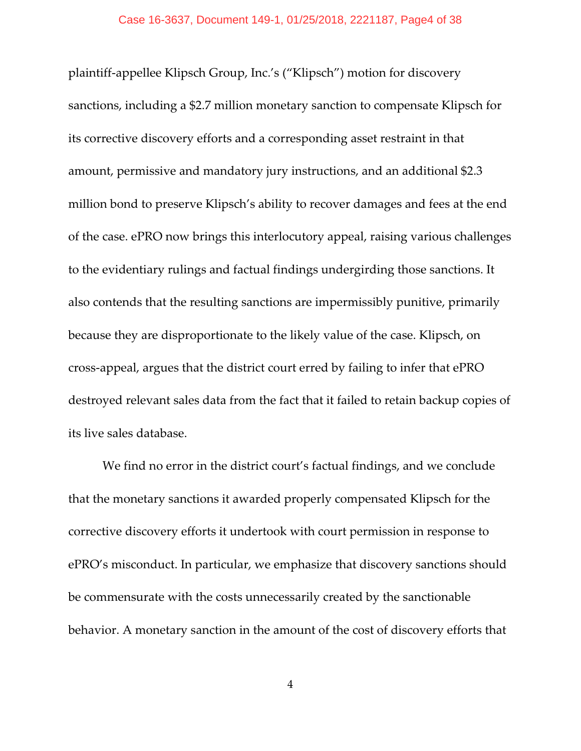plaintiff-appellee Klipsch Group, Inc.'s ("Klipsch") motion for discovery sanctions, including a $2.7 million monetary sanction to compensate Klipsch for its corrective discovery efforts and a corresponding asset restraint in that amount, permissive and mandatory jury instructions, and an additional $2.3 million bond to preserve Klipsch's ability to recover damages and fees at the end of the case. ePRO now brings this interlocutory appeal, raising various challenges to the evidentiary rulings and factual findings undergirding those sanctions. It also contends that the resulting sanctions are impermissibly punitive, primarily because they are disproportionate to the likely value of the case. Klipsch, on cross-appeal, argues that the district court erred by failing to infer that ePRO destroyed relevant sales data from the fact that it failed to retain backup copies of its live sales database.

We find no error in the district court's factual findings, and we conclude that the monetary sanctions it awarded properly compensated Klipsch for the corrective discovery efforts it undertook with court permission in response to ePRO's misconduct. In particular, we emphasize that discovery sanctions should be commensurate with the costs unnecessarily created by the sanctionable behavior. A monetary sanction in the amount of the cost of discovery efforts that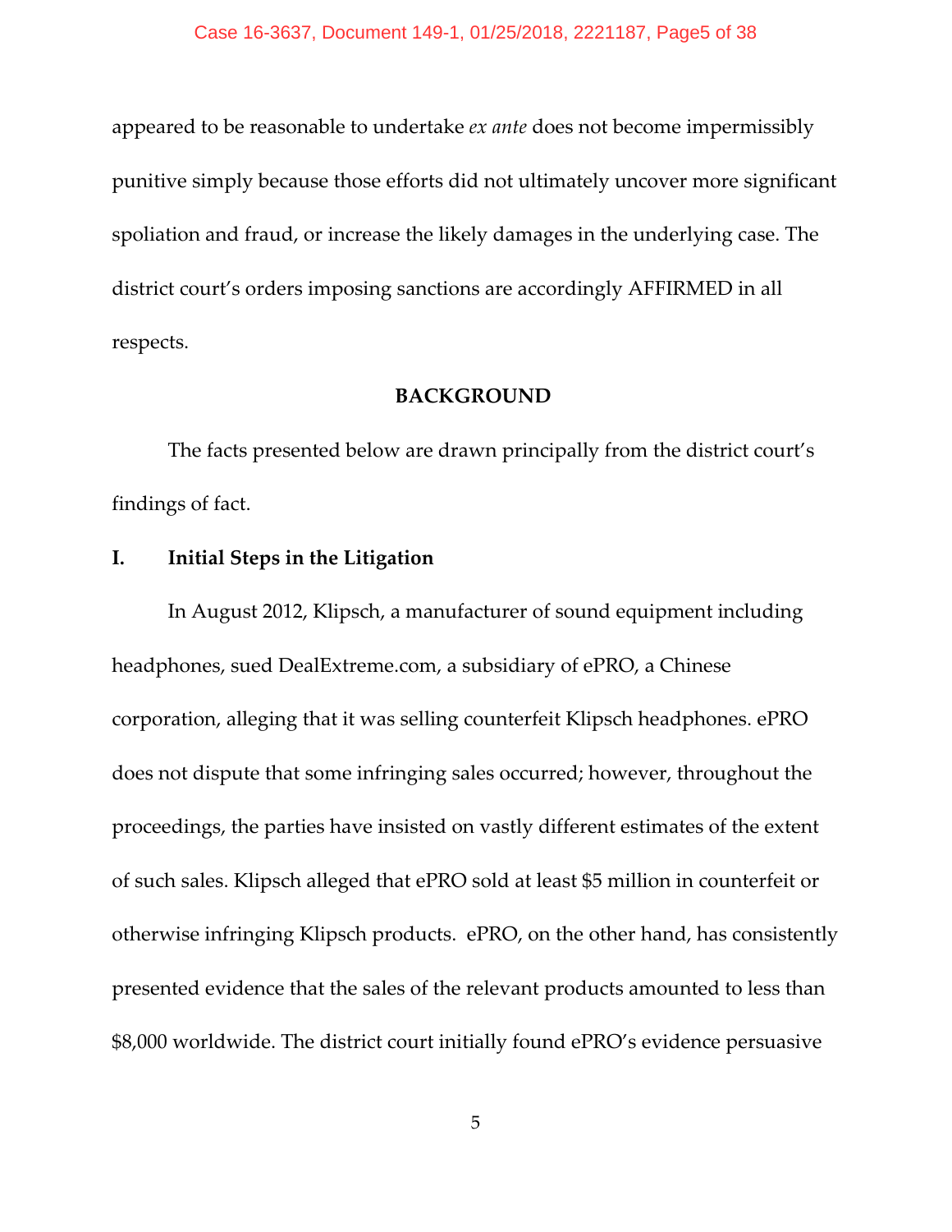appeared to be reasonable to undertake *ex ante* does not become impermissibly punitive simply because those efforts did not ultimately uncover more significant spoliation and fraud, or increase the likely damages in the underlying case. The district court's orders imposing sanctions are accordingly AFFIRMED in all respects.

## BACKGROUND

The facts presented below are drawn principally from the district court's findings of fact.

### I. Initial Steps in the Litigation

In August 2012, Klipsch, a manufacturer of sound equipment including headphones, sued DealExtreme.com, a subsidiary of ePRO, a Chinese corporation, alleging that it was selling counterfeit Klipsch headphones. ePRO does not dispute that some infringing sales occurred; however, throughout the proceedings, the parties have insisted on vastly different estimates of the extent of such sales. Klipsch alleged that ePRO sold at least $5 million in counterfeit or otherwise infringing Klipsch products. ePRO, on the other hand, has consistently presented evidence that the sales of the relevant products amounted to less than $8,000 worldwide. The district court initially found ePRO's evidence persuasive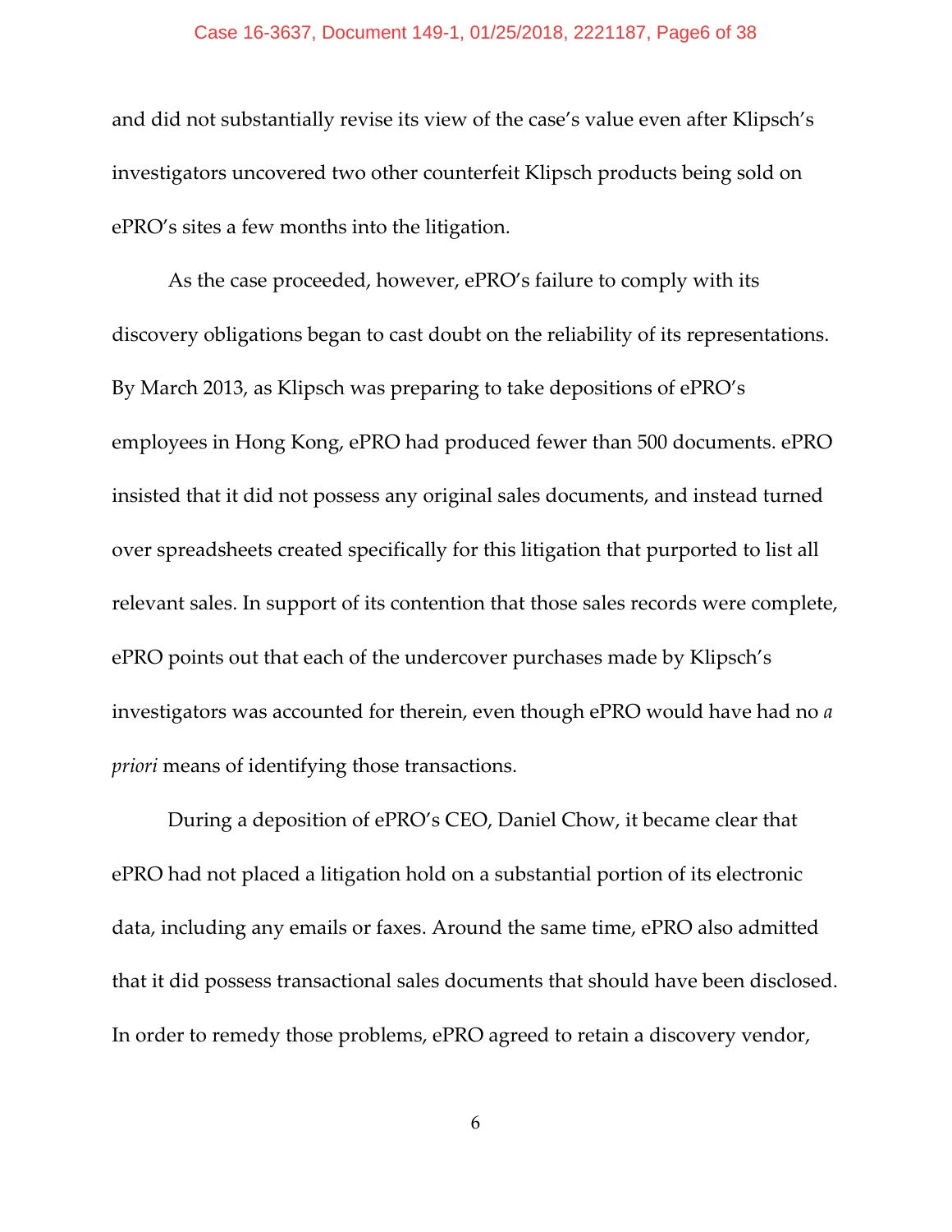and did not substantially revise its view of the case's value even after Klipsch's investigators uncovered two other counterfeit Klipsch products being sold on ePRO's sites a few months into the litigation.

As the case proceeded, however, ePRO's failure to comply with its discovery obligations began to cast doubt on the reliability of its representations. By March 2013, as Klipsch was preparing to take depositions of ePRO's employees in Hong Kong, ePRO had produced fewer than 500 documents. ePRO insisted that it did not possess any original sales documents, and instead turned over spreadsheets created specifically for this litigation that purported to list all relevant sales. In support of its contention that those sales records were complete, ePRO points out that each of the undercover purchases made by Klipsch's investigators was accounted for therein, even though ePRO would have had no *a priori* means of identifying those transactions.

During a deposition of ePRO's CEO, Daniel Chow, it became clear that ePRO had not placed a litigation hold on a substantial portion of its electronic data, including any emails or faxes. Around the same time, ePRO also admitted that it did possess transactional sales documents that should have been disclosed. In order to remedy those problems, ePRO agreed to retain a discovery vendor,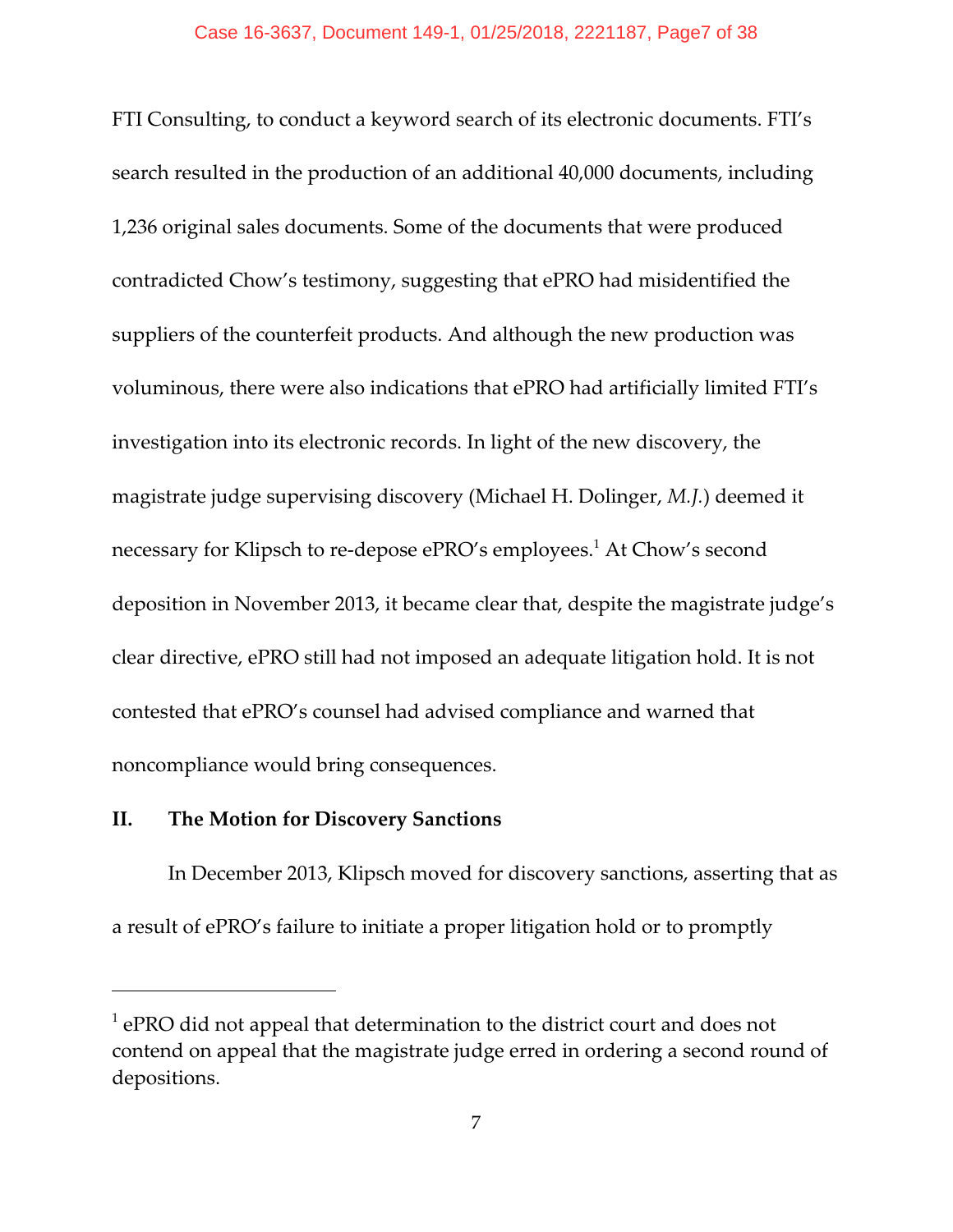FTI Consulting, to conduct a keyword search of its electronic documents. FTI's search resulted in the production of an additional 40,000 documents, including 1,236 original sales documents. Some of the documents that were produced contradicted Chow's testimony, suggesting that ePRO had misidentified the suppliers of the counterfeit products. And although the new production was voluminous, there were also indications that ePRO had artificially limited FTI's investigation into its electronic records. In light of the new discovery, the magistrate judge supervising discovery (Michael H. Dolinger, *M.J.*) deemed it necessary for Klipsch to re-depose ePRO's employees.[1] At Chow's second deposition in November 2013, it became clear that, despite the magistrate judge's clear directive, ePRO still had not imposed an adequate litigation hold. It is not contested that ePRO's counsel had advised compliance and warned that noncompliance would bring consequences.

## II. The Motion for Discovery Sanctions

In December 2013, Klipsch moved for discovery sanctions, asserting that as a result of ePRO's failure to initiate a proper litigation hold or to promptly

---

[1] ePRO did not appeal that determination to the district court and does not contend on appeal that the magistrate judge erred in ordering a second round of depositions.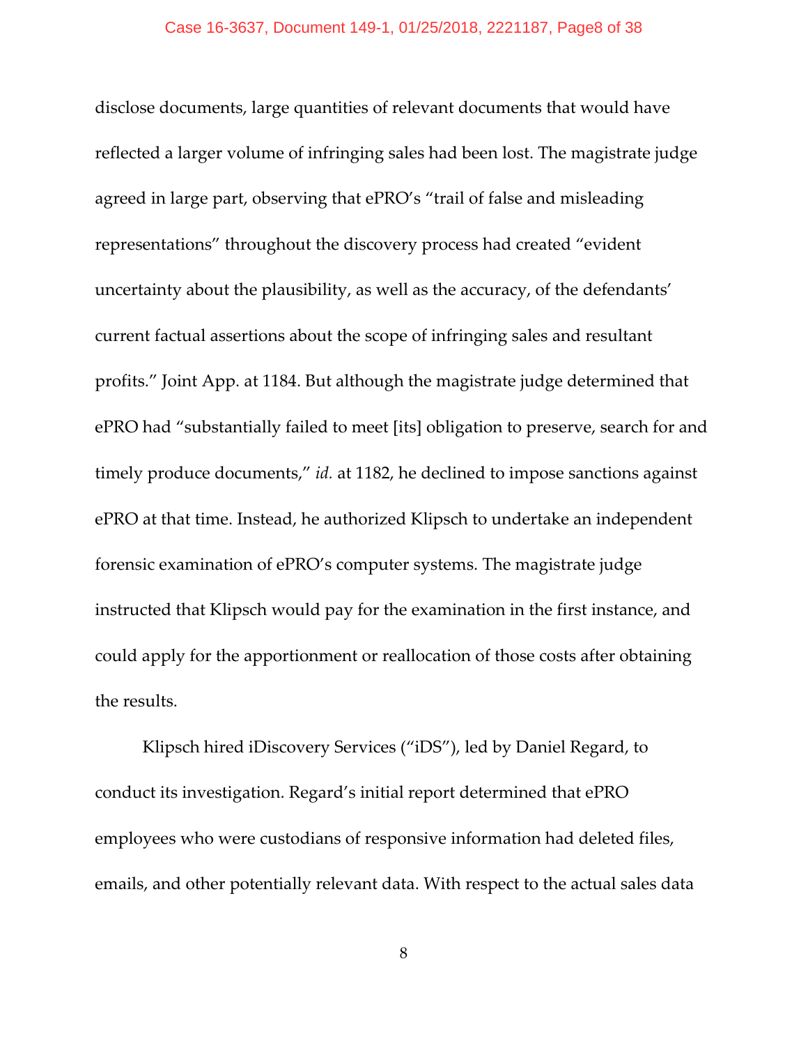disclose documents, large quantities of relevant documents that would have reflected a larger volume of infringing sales had been lost. The magistrate judge agreed in large part, observing that ePRO's "trail of false and misleading representations" throughout the discovery process had created "evident uncertainty about the plausibility, as well as the accuracy, of the defendants' current factual assertions about the scope of infringing sales and resultant profits." Joint App. at 1184. But although the magistrate judge determined that ePRO had "substantially failed to meet [its] obligation to preserve, search for and timely produce documents," *id.* at 1182, he declined to impose sanctions against ePRO at that time. Instead, he authorized Klipsch to undertake an independent forensic examination of ePRO's computer systems. The magistrate judge instructed that Klipsch would pay for the examination in the first instance, and could apply for the apportionment or reallocation of those costs after obtaining the results.

Klipsch hired iDiscovery Services ("iDS"), led by Daniel Regard, to conduct its investigation. Regard's initial report determined that ePRO employees who were custodians of responsive information had deleted files, emails, and other potentially relevant data. With respect to the actual sales data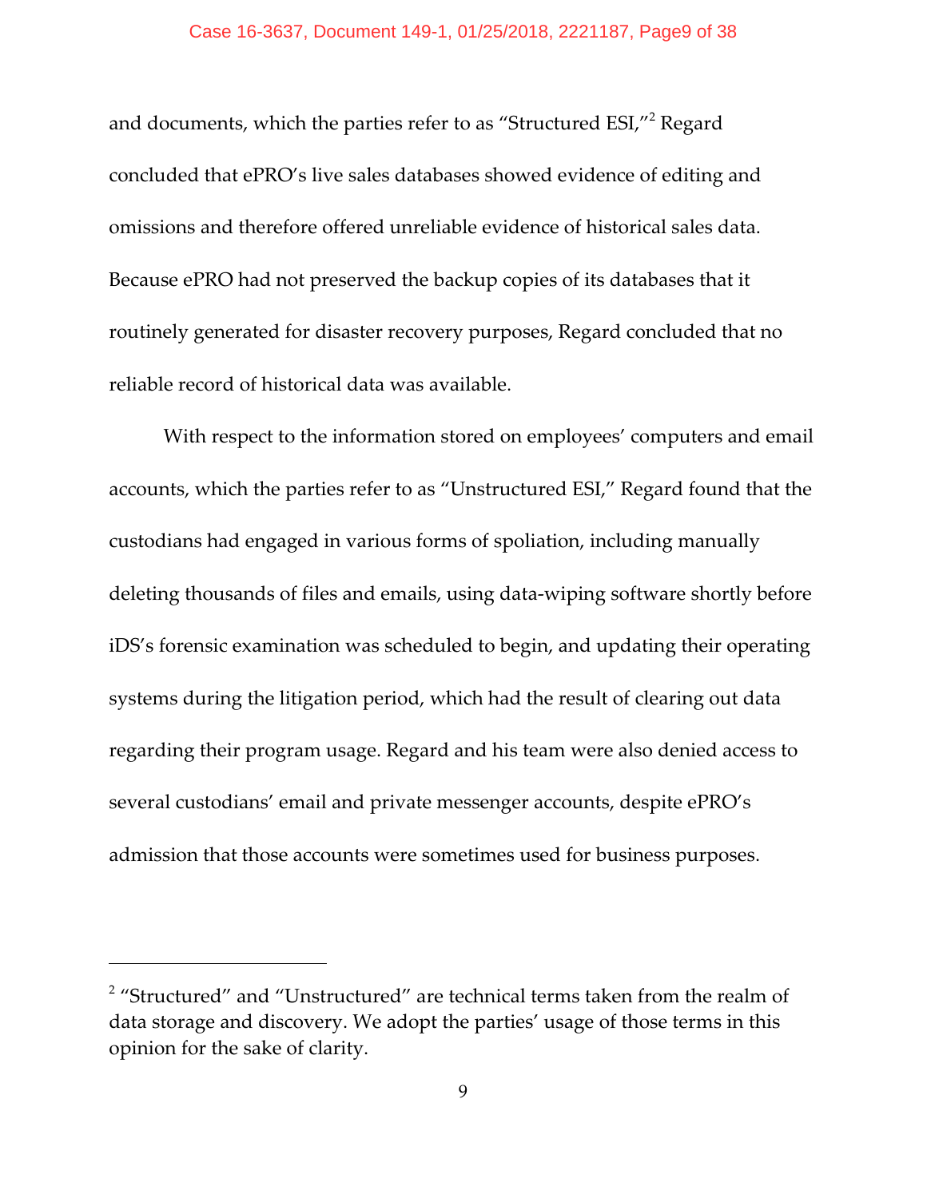and documents, which the parties refer to as "Structured ESI,"[2] Regard concluded that ePRO's live sales databases showed evidence of editing and omissions and therefore offered unreliable evidence of historical sales data. Because ePRO had not preserved the backup copies of its databases that it routinely generated for disaster recovery purposes, Regard concluded that no reliable record of historical data was available.

With respect to the information stored on employees' computers and email accounts, which the parties refer to as "Unstructured ESI," Regard found that the custodians had engaged in various forms of spoliation, including manually deleting thousands of files and emails, using data-wiping software shortly before iDS's forensic examination was scheduled to begin, and updating their operating systems during the litigation period, which had the result of clearing out data regarding their program usage. Regard and his team were also denied access to several custodians' email and private messenger accounts, despite ePRO's admission that those accounts were sometimes used for business purposes.

---

[2] "Structured" and "Unstructured" are technical terms taken from the realm of data storage and discovery. We adopt the parties' usage of those terms in this opinion for the sake of clarity.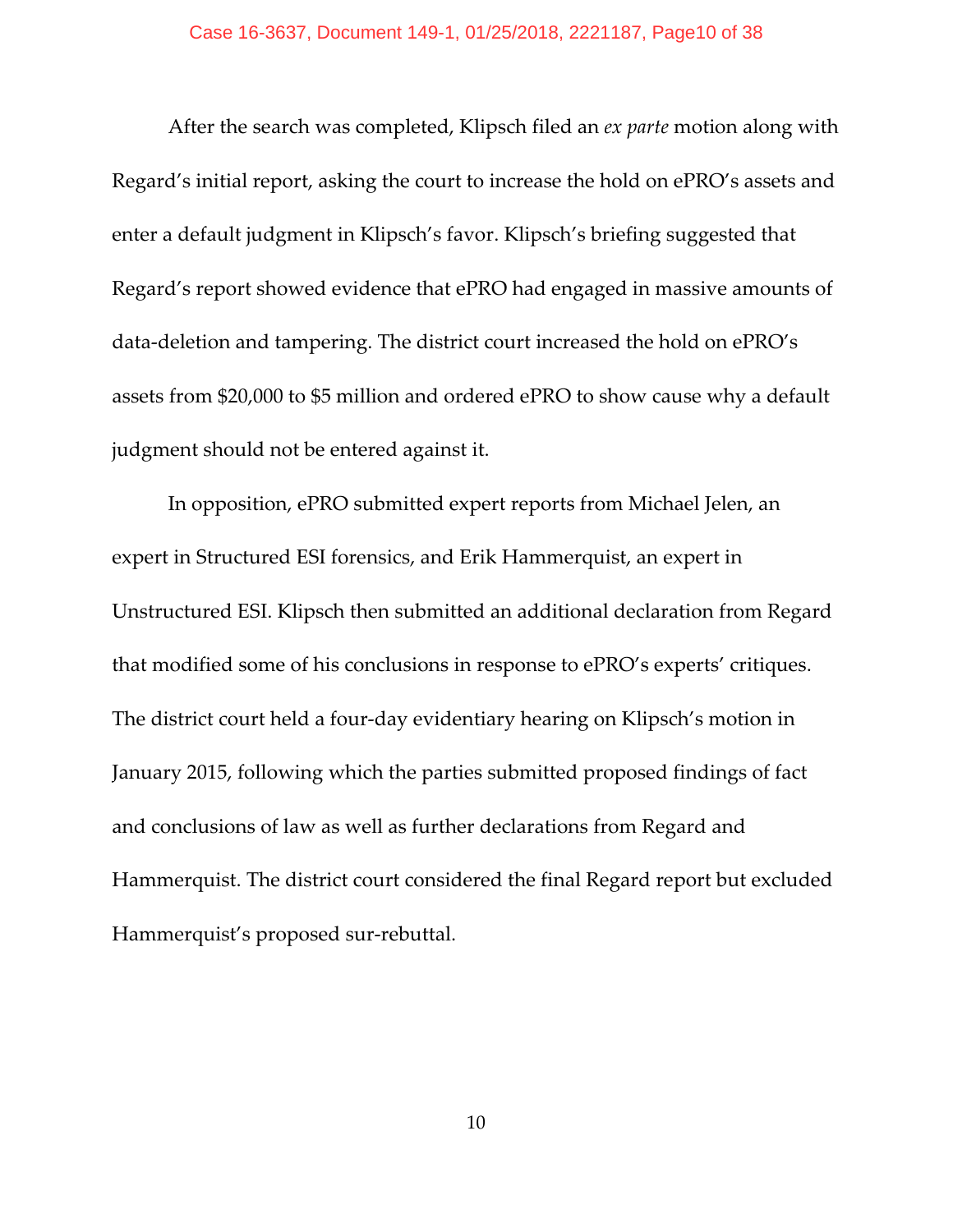After the search was completed, Klipsch filed an *ex parte* motion along with Regard's initial report, asking the court to increase the hold on ePRO's assets and enter a default judgment in Klipsch's favor. Klipsch's briefing suggested that Regard's report showed evidence that ePRO had engaged in massive amounts of data-deletion and tampering. The district court increased the hold on ePRO's assets from $20,000 to $5 million and ordered ePRO to show cause why a default judgment should not be entered against it.

In opposition, ePRO submitted expert reports from Michael Jelen, an expert in Structured ESI forensics, and Erik Hammerquist, an expert in Unstructured ESI. Klipsch then submitted an additional declaration from Regard that modified some of his conclusions in response to ePRO's experts' critiques. The district court held a four-day evidentiary hearing on Klipsch's motion in January 2015, following which the parties submitted proposed findings of fact and conclusions of law as well as further declarations from Regard and Hammerquist. The district court considered the final Regard report but excluded Hammerquist's proposed sur-rebuttal.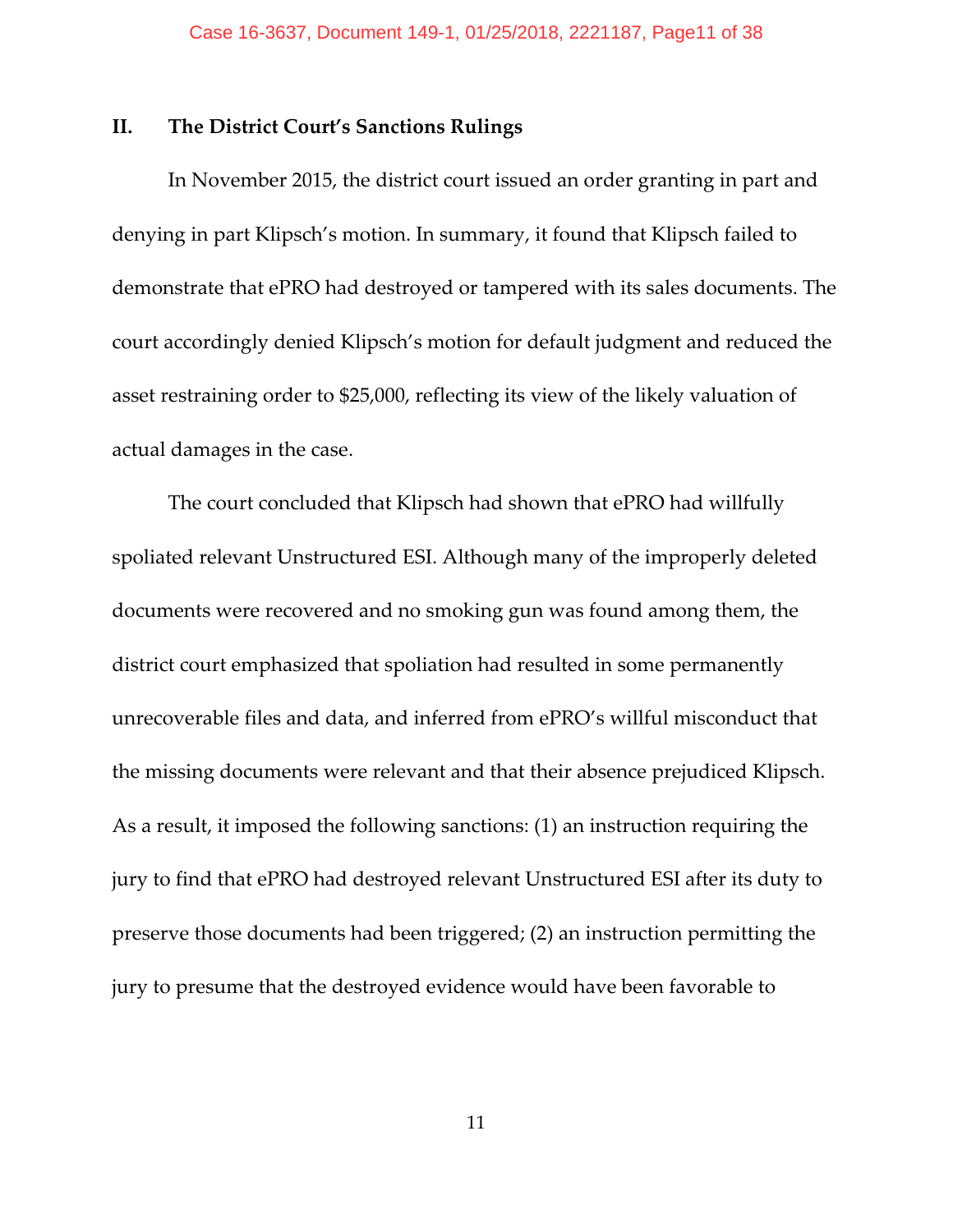## II. The District Court's Sanctions Rulings

In November 2015, the district court issued an order granting in part and denying in part Klipsch's motion. In summary, it found that Klipsch failed to demonstrate that ePRO had destroyed or tampered with its sales documents. The court accordingly denied Klipsch's motion for default judgment and reduced the asset restraining order to $25,000, reflecting its view of the likely valuation of actual damages in the case.

The court concluded that Klipsch had shown that ePRO had willfully spoliated relevant Unstructured ESI. Although many of the improperly deleted documents were recovered and no smoking gun was found among them, the district court emphasized that spoliation had resulted in some permanently unrecoverable files and data, and inferred from ePRO's willful misconduct that the missing documents were relevant and that their absence prejudiced Klipsch. As a result, it imposed the following sanctions: (1) an instruction requiring the jury to find that ePRO had destroyed relevant Unstructured ESI after its duty to preserve those documents had been triggered; (2) an instruction permitting the jury to presume that the destroyed evidence would have been favorable to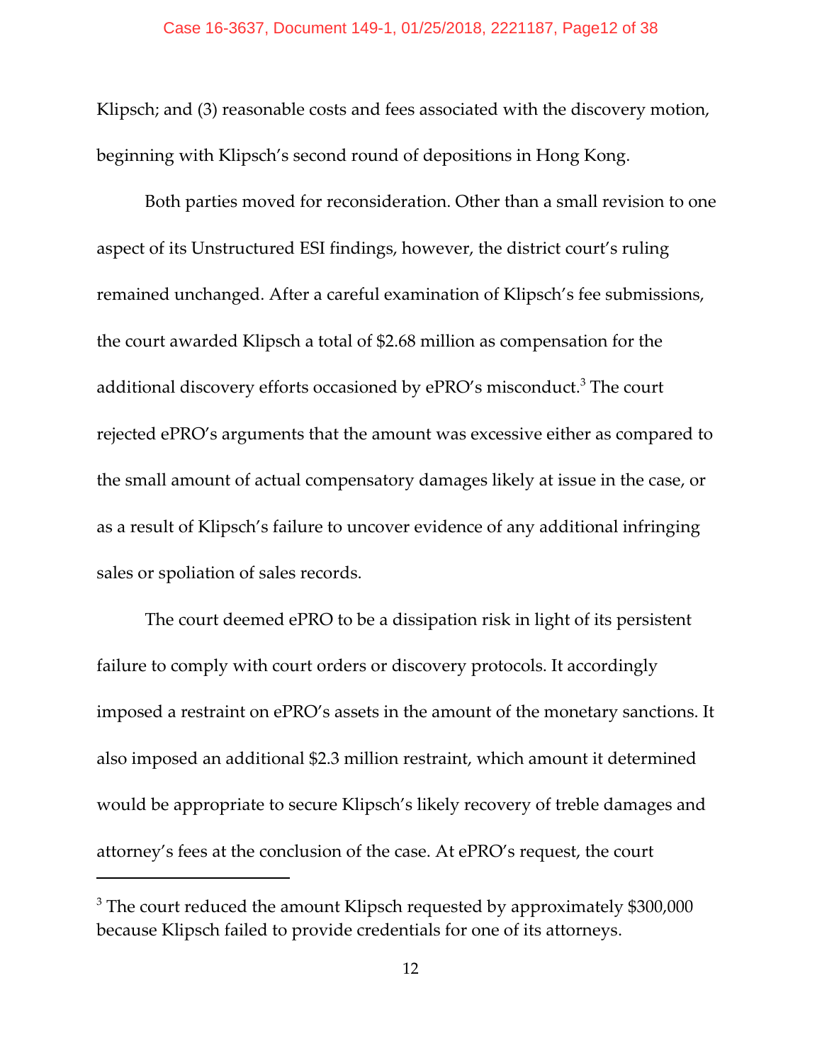Klipsch; and (3) reasonable costs and fees associated with the discovery motion, beginning with Klipsch's second round of depositions in Hong Kong.

Both parties moved for reconsideration. Other than a small revision to one aspect of its Unstructured ESI findings, however, the district court's ruling remained unchanged. After a careful examination of Klipsch's fee submissions, the court awarded Klipsch a total of $2.68 million as compensation for the additional discovery efforts occasioned by ePRO's misconduct.[3] The court rejected ePRO's arguments that the amount was excessive either as compared to the small amount of actual compensatory damages likely at issue in the case, or as a result of Klipsch's failure to uncover evidence of any additional infringing sales or spoliation of sales records.

The court deemed ePRO to be a dissipation risk in light of its persistent failure to comply with court orders or discovery protocols. It accordingly imposed a restraint on ePRO's assets in the amount of the monetary sanctions. It also imposed an additional $2.3 million restraint, which amount it determined would be appropriate to secure Klipsch's likely recovery of treble damages and attorney's fees at the conclusion of the case. At ePRO's request, the court

---

[3] The court reduced the amount Klipsch requested by approximately $300,000 because Klipsch failed to provide credentials for one of its attorneys.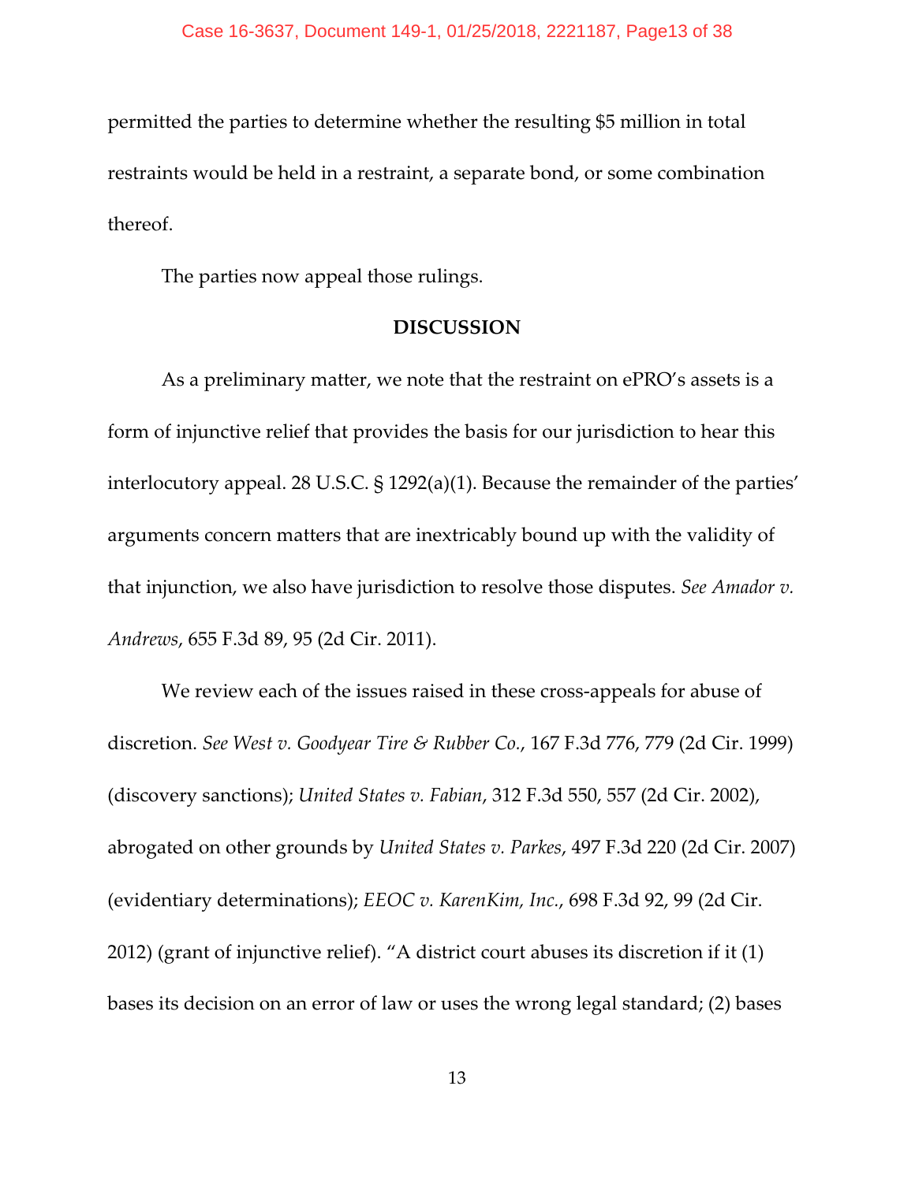permitted the parties to determine whether the resulting $5 million in total restraints would be held in a restraint, a separate bond, or some combination thereof.

The parties now appeal those rulings.

## DISCUSSION

As a preliminary matter, we note that the restraint on ePRO's assets is a form of injunctive relief that provides the basis for our jurisdiction to hear this interlocutory appeal. 28 U.S.C. § 1292(a)(1). Because the remainder of the parties' arguments concern matters that are inextricably bound up with the validity of that injunction, we also have jurisdiction to resolve those disputes. *See Amador v. Andrews*, 655 F.3d 89, 95 (2d Cir. 2011).

We review each of the issues raised in these cross-appeals for abuse of discretion. *See West v. Goodyear Tire & Rubber Co.*, 167 F.3d 776, 779 (2d Cir. 1999) (discovery sanctions); *United States v. Fabian*, 312 F.3d 550, 557 (2d Cir. 2002), abrogated on other grounds by *United States v. Parkes*, 497 F.3d 220 (2d Cir. 2007) (evidentiary determinations); *EEOC v. KarenKim, Inc.*, 698 F.3d 92, 99 (2d Cir. 2012) (grant of injunctive relief). "A district court abuses its discretion if it (1) bases its decision on an error of law or uses the wrong legal standard; (2) bases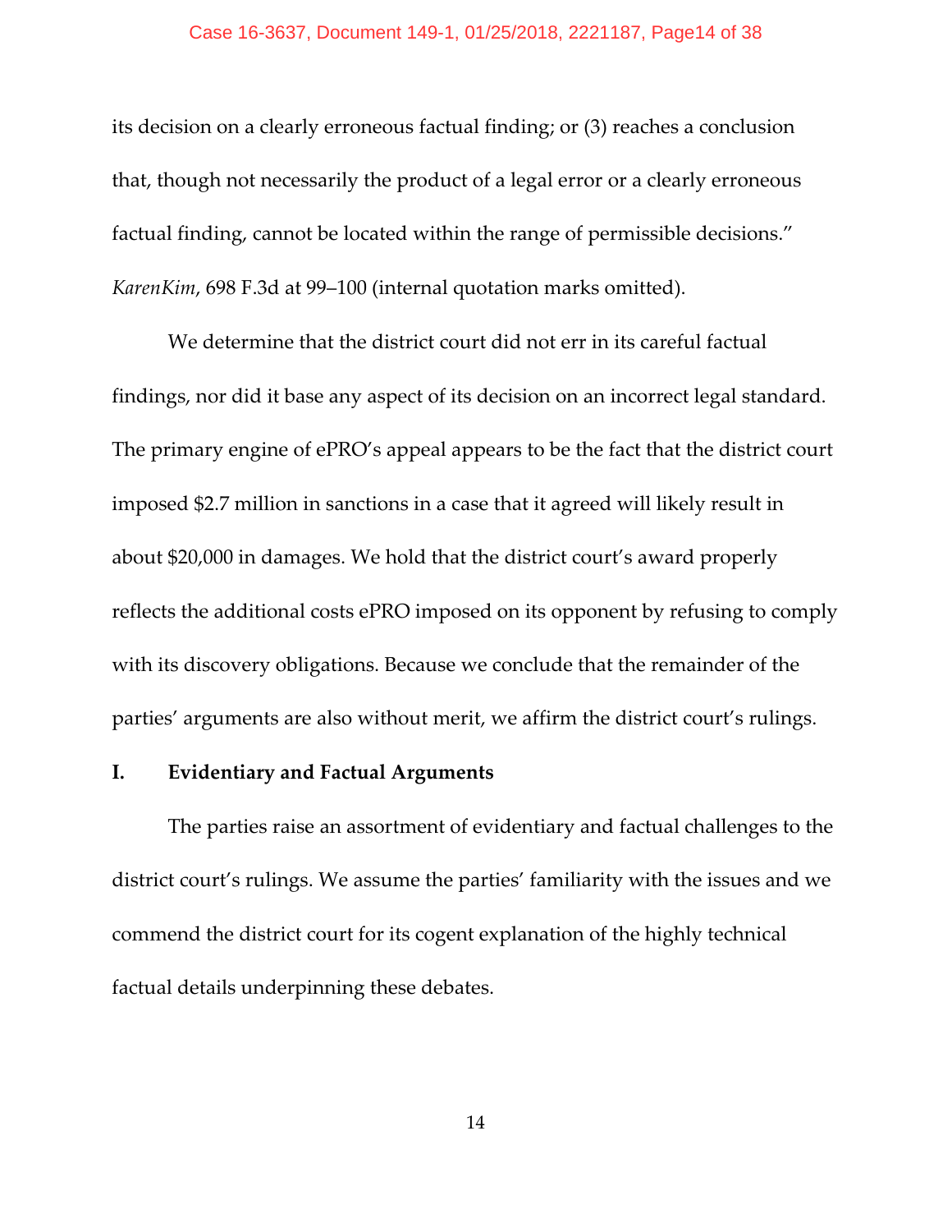its decision on a clearly erroneous factual finding; or (3) reaches a conclusion that, though not necessarily the product of a legal error or a clearly erroneous factual finding, cannot be located within the range of permissible decisions." *KarenKim*, 698 F.3d at 99–100 (internal quotation marks omitted).

We determine that the district court did not err in its careful factual findings, nor did it base any aspect of its decision on an incorrect legal standard. The primary engine of ePRO's appeal appears to be the fact that the district court imposed $2.7 million in sanctions in a case that it agreed will likely result in about $20,000 in damages. We hold that the district court's award properly reflects the additional costs ePRO imposed on its opponent by refusing to comply with its discovery obligations. Because we conclude that the remainder of the parties' arguments are also without merit, we affirm the district court's rulings.

## I. Evidentiary and Factual Arguments

The parties raise an assortment of evidentiary and factual challenges to the district court's rulings. We assume the parties' familiarity with the issues and we commend the district court for its cogent explanation of the highly technical factual details underpinning these debates.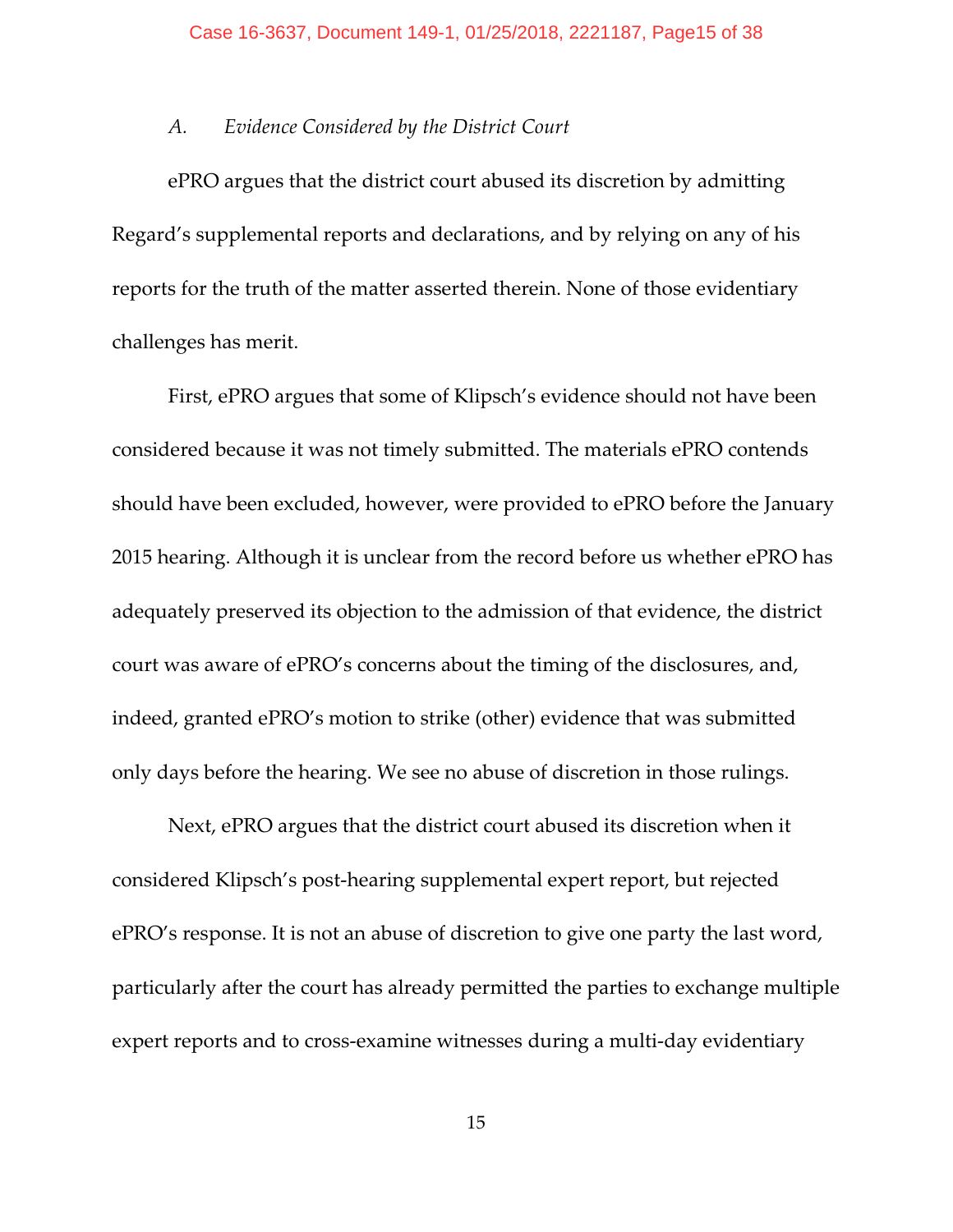### *A. Evidence Considered by the District Court*

ePRO argues that the district court abused its discretion by admitting Regard's supplemental reports and declarations, and by relying on any of his reports for the truth of the matter asserted therein. None of those evidentiary challenges has merit.

First, ePRO argues that some of Klipsch's evidence should not have been considered because it was not timely submitted. The materials ePRO contends should have been excluded, however, were provided to ePRO before the January 2015 hearing. Although it is unclear from the record before us whether ePRO has adequately preserved its objection to the admission of that evidence, the district court was aware of ePRO's concerns about the timing of the disclosures, and, indeed, granted ePRO's motion to strike (other) evidence that was submitted only days before the hearing. We see no abuse of discretion in those rulings.

Next, ePRO argues that the district court abused its discretion when it considered Klipsch's post-hearing supplemental expert report, but rejected ePRO's response. It is not an abuse of discretion to give one party the last word, particularly after the court has already permitted the parties to exchange multiple expert reports and to cross-examine witnesses during a multi-day evidentiary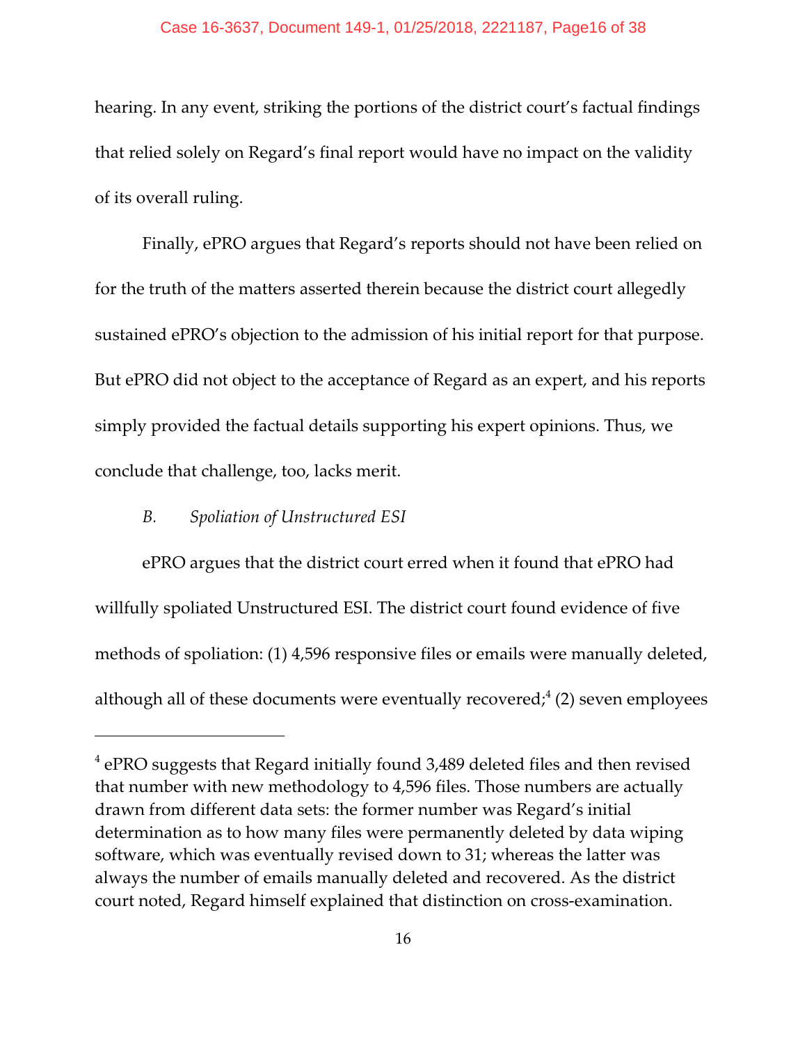hearing. In any event, striking the portions of the district court's factual findings that relied solely on Regard's final report would have no impact on the validity of its overall ruling.

Finally, ePRO argues that Regard's reports should not have been relied on for the truth of the matters asserted therein because the district court allegedly sustained ePRO's objection to the admission of his initial report for that purpose. But ePRO did not object to the acceptance of Regard as an expert, and his reports simply provided the factual details supporting his expert opinions. Thus, we conclude that challenge, too, lacks merit.

### *B. Spoliation of Unstructured ESI*

ePRO argues that the district court erred when it found that ePRO had willfully spoliated Unstructured ESI. The district court found evidence of five methods of spoliation: (1) 4,596 responsive files or emails were manually deleted, although all of these documents were eventually recovered;[4] (2) seven employees

---

[4] ePRO suggests that Regard initially found 3,489 deleted files and then revised that number with new methodology to 4,596 files. Those numbers are actually drawn from different data sets: the former number was Regard's initial determination as to how many files were permanently deleted by data wiping software, which was eventually revised down to 31; whereas the latter was always the number of emails manually deleted and recovered. As the district court noted, Regard himself explained that distinction on cross-examination.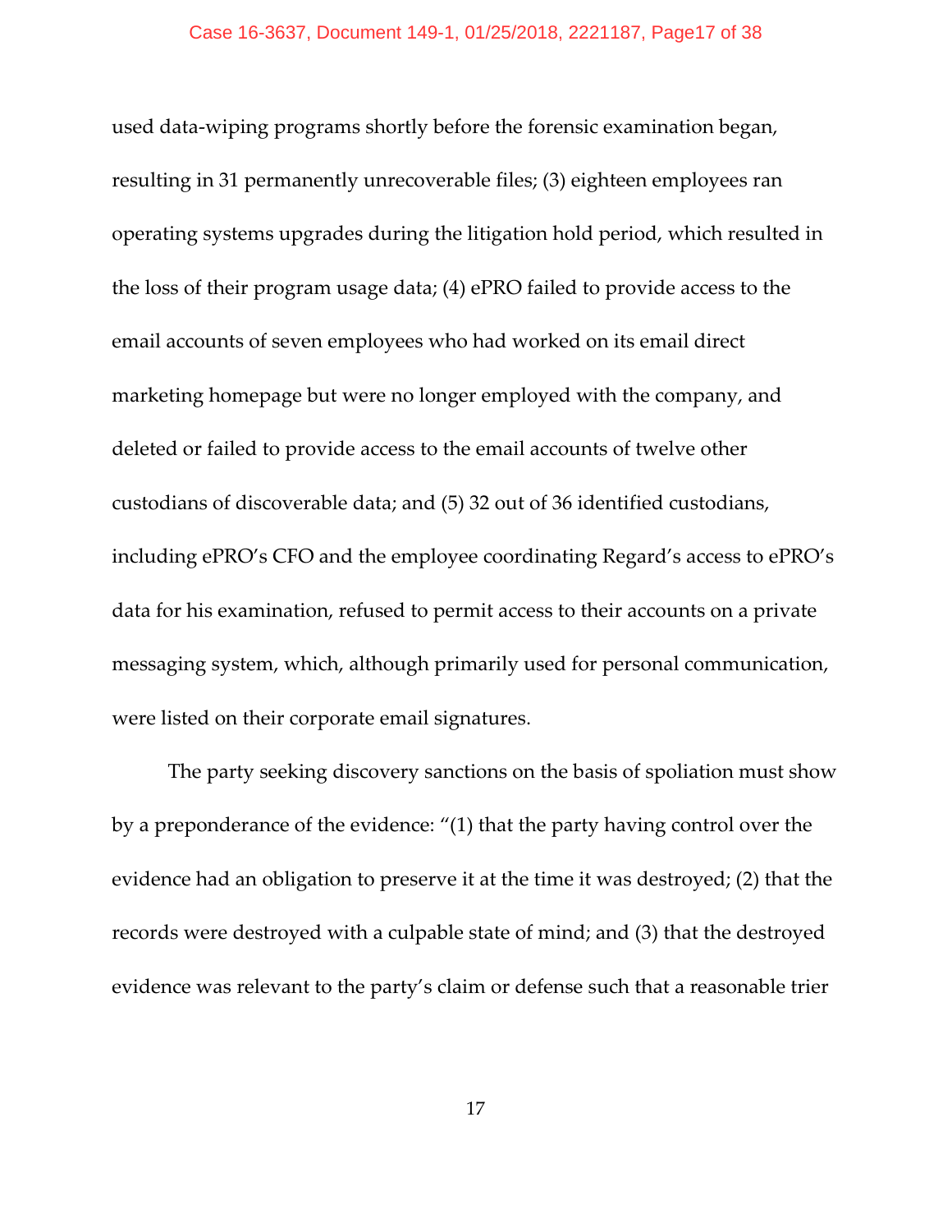used data-wiping programs shortly before the forensic examination began, resulting in 31 permanently unrecoverable files; (3) eighteen employees ran operating systems upgrades during the litigation hold period, which resulted in the loss of their program usage data; (4) ePRO failed to provide access to the email accounts of seven employees who had worked on its email direct marketing homepage but were no longer employed with the company, and deleted or failed to provide access to the email accounts of twelve other custodians of discoverable data; and (5) 32 out of 36 identified custodians, including ePRO's CFO and the employee coordinating Regard's access to ePRO's data for his examination, refused to permit access to their accounts on a private messaging system, which, although primarily used for personal communication, were listed on their corporate email signatures.

The party seeking discovery sanctions on the basis of spoliation must show by a preponderance of the evidence: "(1) that the party having control over the evidence had an obligation to preserve it at the time it was destroyed; (2) that the records were destroyed with a culpable state of mind; and (3) that the destroyed evidence was relevant to the party's claim or defense such that a reasonable trier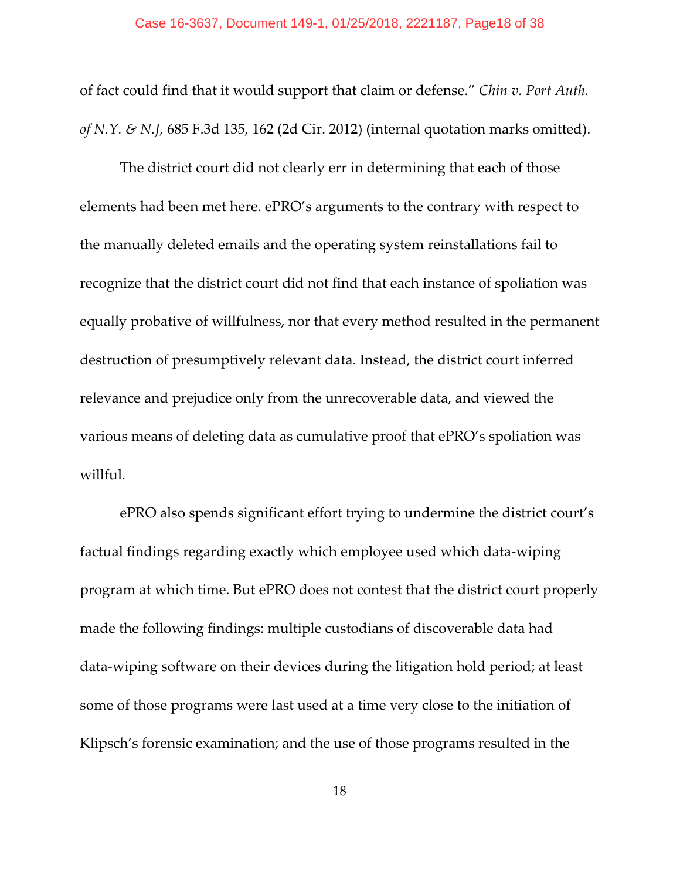of fact could find that it would support that claim or defense." *Chin v. Port Auth. of N.Y. & N.J*, 685 F.3d 135, 162 (2d Cir. 2012) (internal quotation marks omitted).

The district court did not clearly err in determining that each of those elements had been met here. ePRO's arguments to the contrary with respect to the manually deleted emails and the operating system reinstallations fail to recognize that the district court did not find that each instance of spoliation was equally probative of willfulness, nor that every method resulted in the permanent destruction of presumptively relevant data. Instead, the district court inferred relevance and prejudice only from the unrecoverable data, and viewed the various means of deleting data as cumulative proof that ePRO's spoliation was willful.

ePRO also spends significant effort trying to undermine the district court's factual findings regarding exactly which employee used which data-wiping program at which time. But ePRO does not contest that the district court properly made the following findings: multiple custodians of discoverable data had data-wiping software on their devices during the litigation hold period; at least some of those programs were last used at a time very close to the initiation of Klipsch's forensic examination; and the use of those programs resulted in the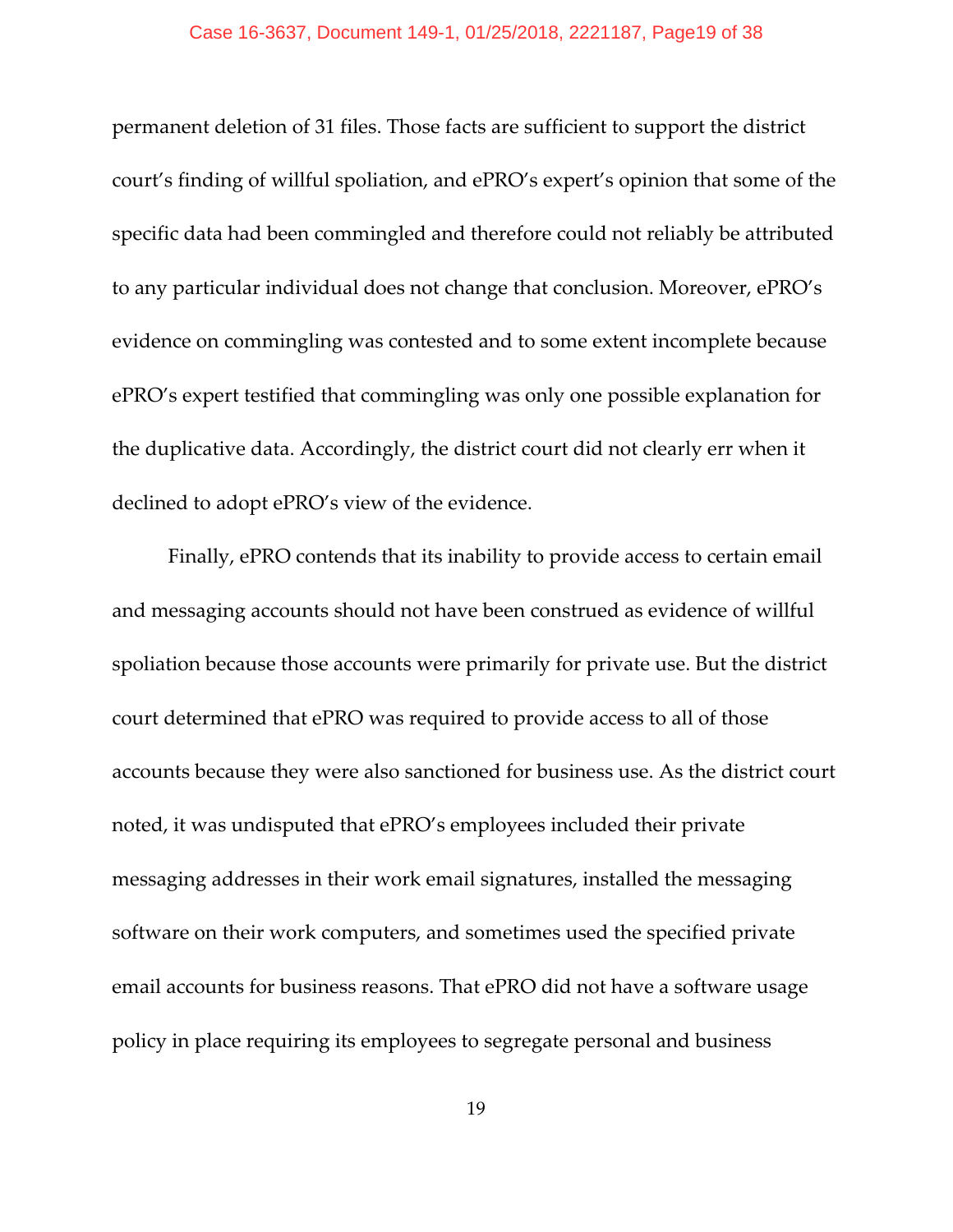permanent deletion of 31 files. Those facts are sufficient to support the district court's finding of willful spoliation, and ePRO's expert's opinion that some of the specific data had been commingled and therefore could not reliably be attributed to any particular individual does not change that conclusion. Moreover, ePRO's evidence on commingling was contested and to some extent incomplete because ePRO's expert testified that commingling was only one possible explanation for the duplicative data. Accordingly, the district court did not clearly err when it declined to adopt ePRO's view of the evidence.

Finally, ePRO contends that its inability to provide access to certain email and messaging accounts should not have been construed as evidence of willful spoliation because those accounts were primarily for private use. But the district court determined that ePRO was required to provide access to all of those accounts because they were also sanctioned for business use. As the district court noted, it was undisputed that ePRO's employees included their private messaging addresses in their work email signatures, installed the messaging software on their work computers, and sometimes used the specified private email accounts for business reasons. That ePRO did not have a software usage policy in place requiring its employees to segregate personal and business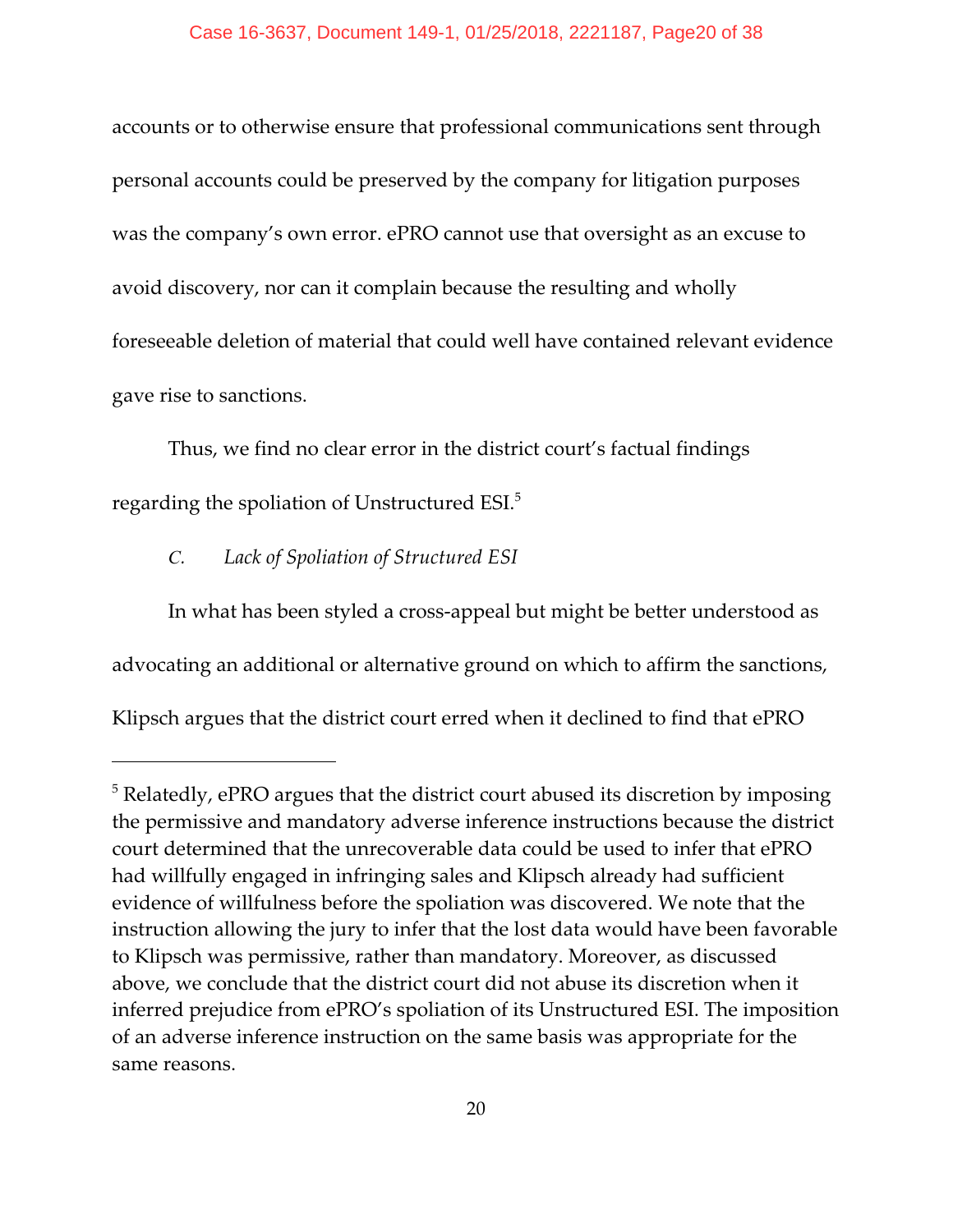accounts or to otherwise ensure that professional communications sent through personal accounts could be preserved by the company for litigation purposes was the company's own error. ePRO cannot use that oversight as an excuse to avoid discovery, nor can it complain because the resulting and wholly foreseeable deletion of material that could well have contained relevant evidence gave rise to sanctions.

Thus, we find no clear error in the district court's factual findings regarding the spoliation of Unstructured ESI.[5]

### *C. Lack of Spoliation of Structured ESI*

In what has been styled a cross-appeal but might be better understood as advocating an additional or alternative ground on which to affirm the sanctions, Klipsch argues that the district court erred when it declined to find that ePRO

---

[5] Relatedly, ePRO argues that the district court abused its discretion by imposing the permissive and mandatory adverse inference instructions because the district court determined that the unrecoverable data could be used to infer that ePRO had willfully engaged in infringing sales and Klipsch already had sufficient evidence of willfulness before the spoliation was discovered. We note that the instruction allowing the jury to infer that the lost data would have been favorable to Klipsch was permissive, rather than mandatory. Moreover, as discussed above, we conclude that the district court did not abuse its discretion when it inferred prejudice from ePRO's spoliation of its Unstructured ESI. The imposition of an adverse inference instruction on the same basis was appropriate for the same reasons.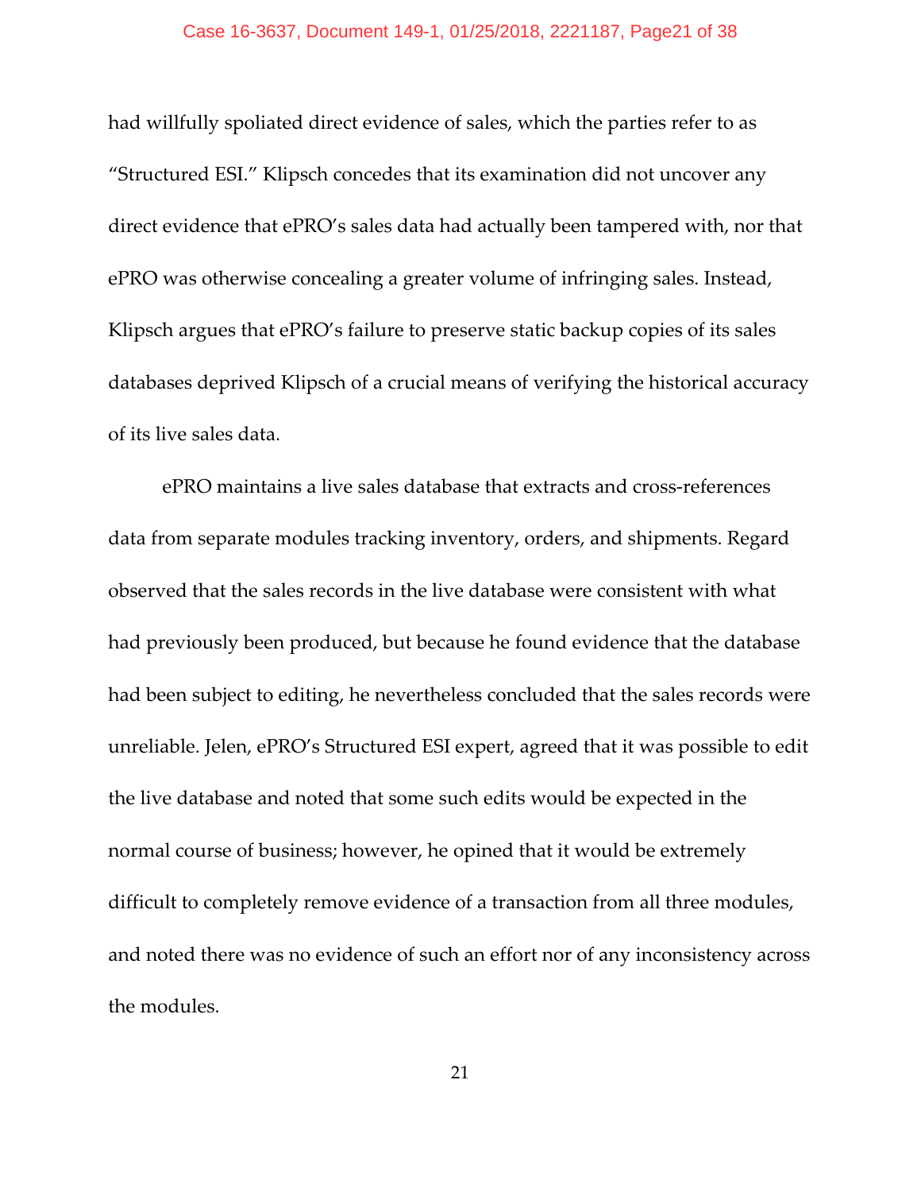had willfully spoliated direct evidence of sales, which the parties refer to as "Structured ESI." Klipsch concedes that its examination did not uncover any direct evidence that ePRO's sales data had actually been tampered with, nor that ePRO was otherwise concealing a greater volume of infringing sales. Instead, Klipsch argues that ePRO's failure to preserve static backup copies of its sales databases deprived Klipsch of a crucial means of verifying the historical accuracy of its live sales data.

ePRO maintains a live sales database that extracts and cross-references data from separate modules tracking inventory, orders, and shipments. Regard observed that the sales records in the live database were consistent with what had previously been produced, but because he found evidence that the database had been subject to editing, he nevertheless concluded that the sales records were unreliable. Jelen, ePRO's Structured ESI expert, agreed that it was possible to edit the live database and noted that some such edits would be expected in the normal course of business; however, he opined that it would be extremely difficult to completely remove evidence of a transaction from all three modules, and noted there was no evidence of such an effort nor of any inconsistency across the modules.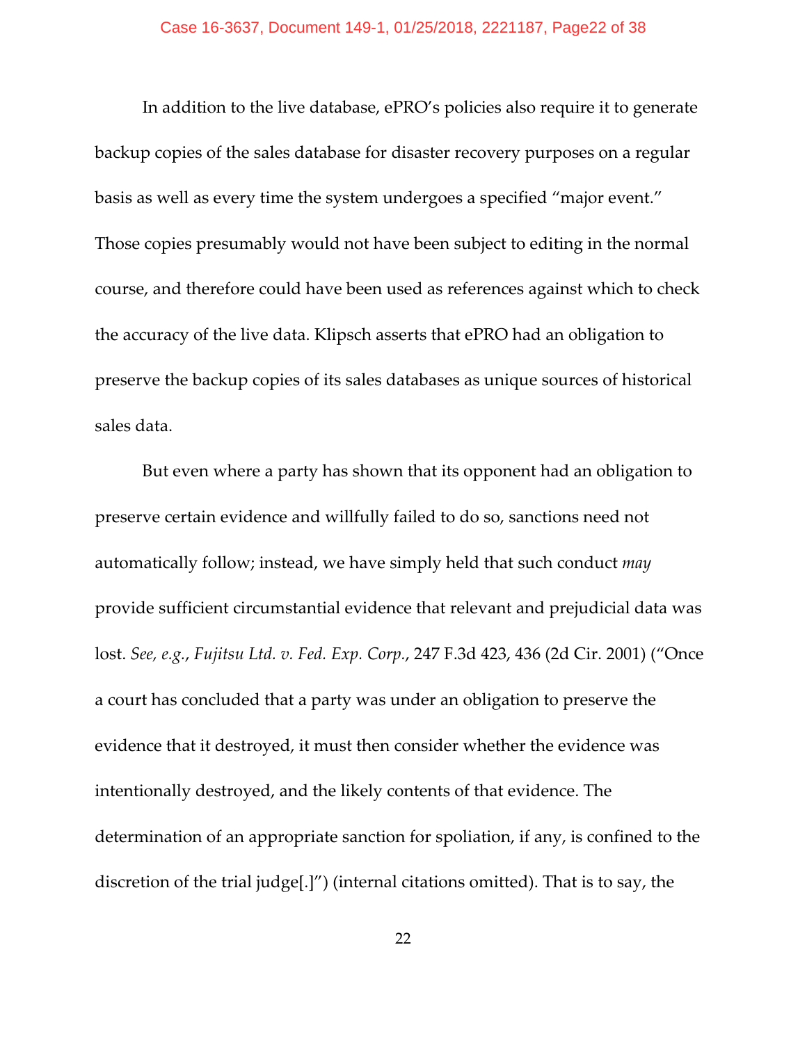In addition to the live database, ePRO's policies also require it to generate backup copies of the sales database for disaster recovery purposes on a regular basis as well as every time the system undergoes a specified "major event." Those copies presumably would not have been subject to editing in the normal course, and therefore could have been used as references against which to check the accuracy of the live data. Klipsch asserts that ePRO had an obligation to preserve the backup copies of its sales databases as unique sources of historical sales data.

But even where a party has shown that its opponent had an obligation to preserve certain evidence and willfully failed to do so, sanctions need not automatically follow; instead, we have simply held that such conduct *may* provide sufficient circumstantial evidence that relevant and prejudicial data was lost. *See, e.g.*, *Fujitsu Ltd. v. Fed. Exp. Corp.*, 247 F.3d 423, 436 (2d Cir. 2001) ("Once a court has concluded that a party was under an obligation to preserve the evidence that it destroyed, it must then consider whether the evidence was intentionally destroyed, and the likely contents of that evidence. The determination of an appropriate sanction for spoliation, if any, is confined to the discretion of the trial judge[.]") (internal citations omitted). That is to say, the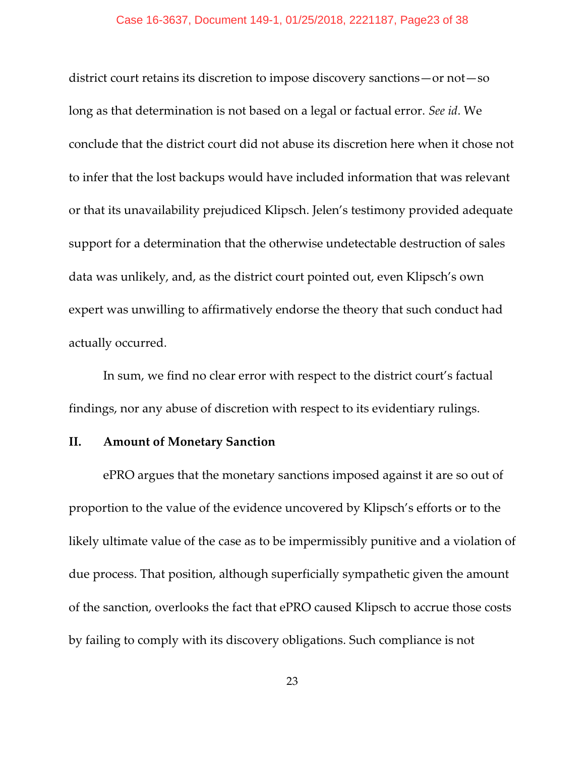district court retains its discretion to impose discovery sanctions—or not—so long as that determination is not based on a legal or factual error. *See id*. We conclude that the district court did not abuse its discretion here when it chose not to infer that the lost backups would have included information that was relevant or that its unavailability prejudiced Klipsch. Jelen's testimony provided adequate support for a determination that the otherwise undetectable destruction of sales data was unlikely, and, as the district court pointed out, even Klipsch's own expert was unwilling to affirmatively endorse the theory that such conduct had actually occurred.

In sum, we find no clear error with respect to the district court's factual findings, nor any abuse of discretion with respect to its evidentiary rulings.

## II. Amount of Monetary Sanction

ePRO argues that the monetary sanctions imposed against it are so out of proportion to the value of the evidence uncovered by Klipsch's efforts or to the likely ultimate value of the case as to be impermissibly punitive and a violation of due process. That position, although superficially sympathetic given the amount of the sanction, overlooks the fact that ePRO caused Klipsch to accrue those costs by failing to comply with its discovery obligations. Such compliance is not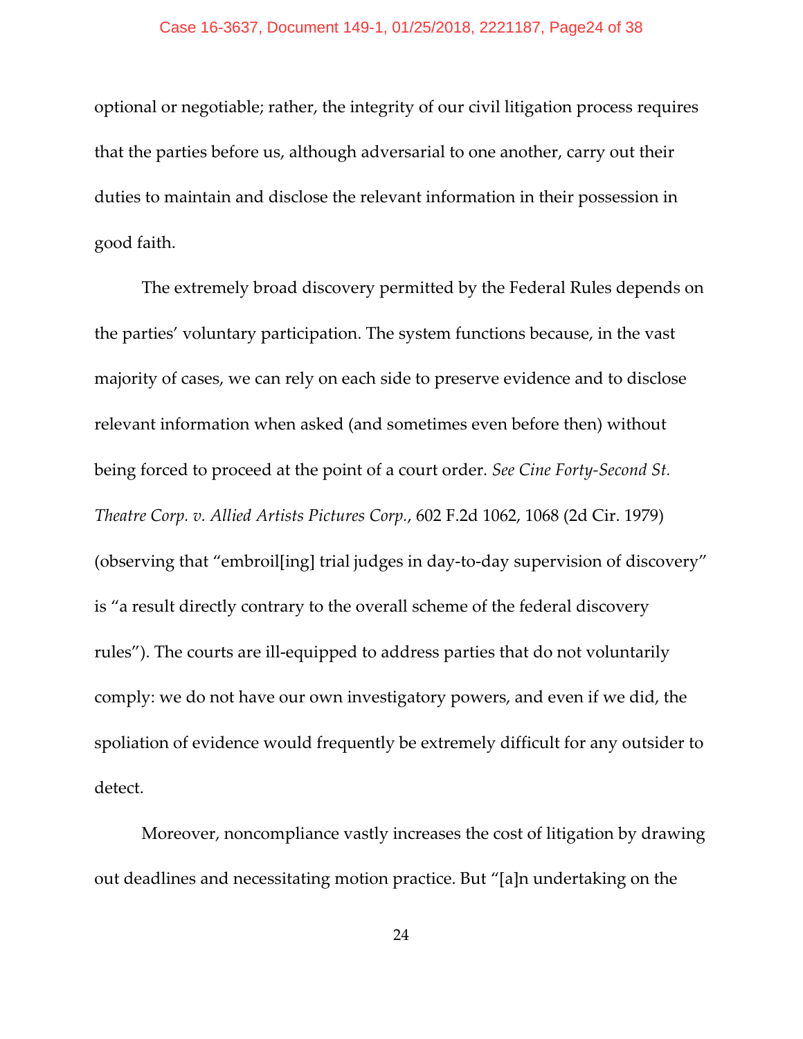optional or negotiable; rather, the integrity of our civil litigation process requires that the parties before us, although adversarial to one another, carry out their duties to maintain and disclose the relevant information in their possession in good faith.

The extremely broad discovery permitted by the Federal Rules depends on the parties' voluntary participation. The system functions because, in the vast majority of cases, we can rely on each side to preserve evidence and to disclose relevant information when asked (and sometimes even before then) without being forced to proceed at the point of a court order. *See Cine Forty-Second St. Theatre Corp. v. Allied Artists Pictures Corp.*, 602 F.2d 1062, 1068 (2d Cir. 1979) (observing that "embroil[ing] trial judges in day-to-day supervision of discovery" is "a result directly contrary to the overall scheme of the federal discovery rules"). The courts are ill-equipped to address parties that do not voluntarily comply: we do not have our own investigatory powers, and even if we did, the spoliation of evidence would frequently be extremely difficult for any outsider to detect.

Moreover, noncompliance vastly increases the cost of litigation by drawing out deadlines and necessitating motion practice. But "[a]n undertaking on the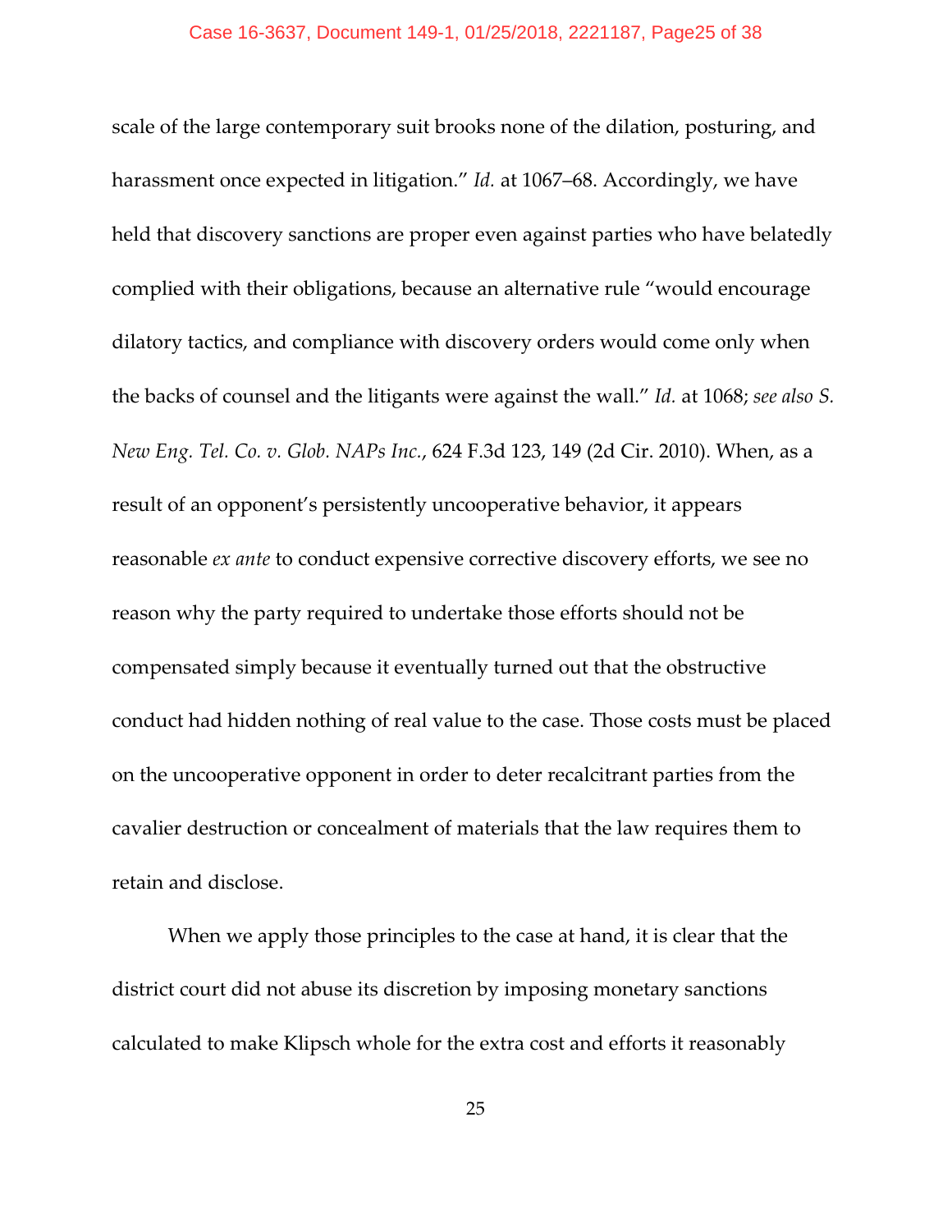scale of the large contemporary suit brooks none of the dilation, posturing, and harassment once expected in litigation." *Id.* at 1067–68. Accordingly, we have held that discovery sanctions are proper even against parties who have belatedly complied with their obligations, because an alternative rule "would encourage dilatory tactics, and compliance with discovery orders would come only when the backs of counsel and the litigants were against the wall." *Id.* at 1068; *see also S. New Eng. Tel. Co. v. Glob. NAPs Inc.*, 624 F.3d 123, 149 (2d Cir. 2010). When, as a result of an opponent's persistently uncooperative behavior, it appears reasonable *ex ante* to conduct expensive corrective discovery efforts, we see no reason why the party required to undertake those efforts should not be compensated simply because it eventually turned out that the obstructive conduct had hidden nothing of real value to the case. Those costs must be placed on the uncooperative opponent in order to deter recalcitrant parties from the cavalier destruction or concealment of materials that the law requires them to retain and disclose.

When we apply those principles to the case at hand, it is clear that the district court did not abuse its discretion by imposing monetary sanctions calculated to make Klipsch whole for the extra cost and efforts it reasonably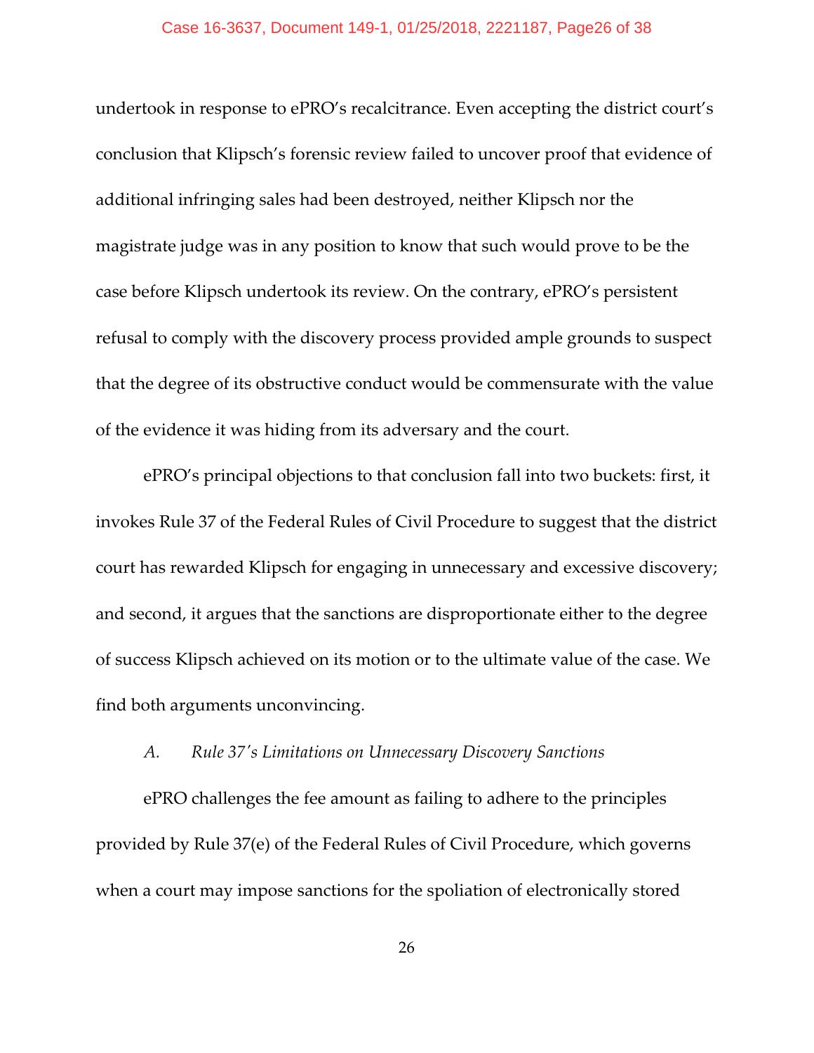undertook in response to ePRO's recalcitrance. Even accepting the district court's conclusion that Klipsch's forensic review failed to uncover proof that evidence of additional infringing sales had been destroyed, neither Klipsch nor the magistrate judge was in any position to know that such would prove to be the case before Klipsch undertook its review. On the contrary, ePRO's persistent refusal to comply with the discovery process provided ample grounds to suspect that the degree of its obstructive conduct would be commensurate with the value of the evidence it was hiding from its adversary and the court.

ePRO's principal objections to that conclusion fall into two buckets: first, it invokes Rule 37 of the Federal Rules of Civil Procedure to suggest that the district court has rewarded Klipsch for engaging in unnecessary and excessive discovery; and second, it argues that the sanctions are disproportionate either to the degree of success Klipsch achieved on its motion or to the ultimate value of the case. We find both arguments unconvincing.

### *A. Rule 37's Limitations on Unnecessary Discovery Sanctions*

ePRO challenges the fee amount as failing to adhere to the principles provided by Rule 37(e) of the Federal Rules of Civil Procedure, which governs when a court may impose sanctions for the spoliation of electronically stored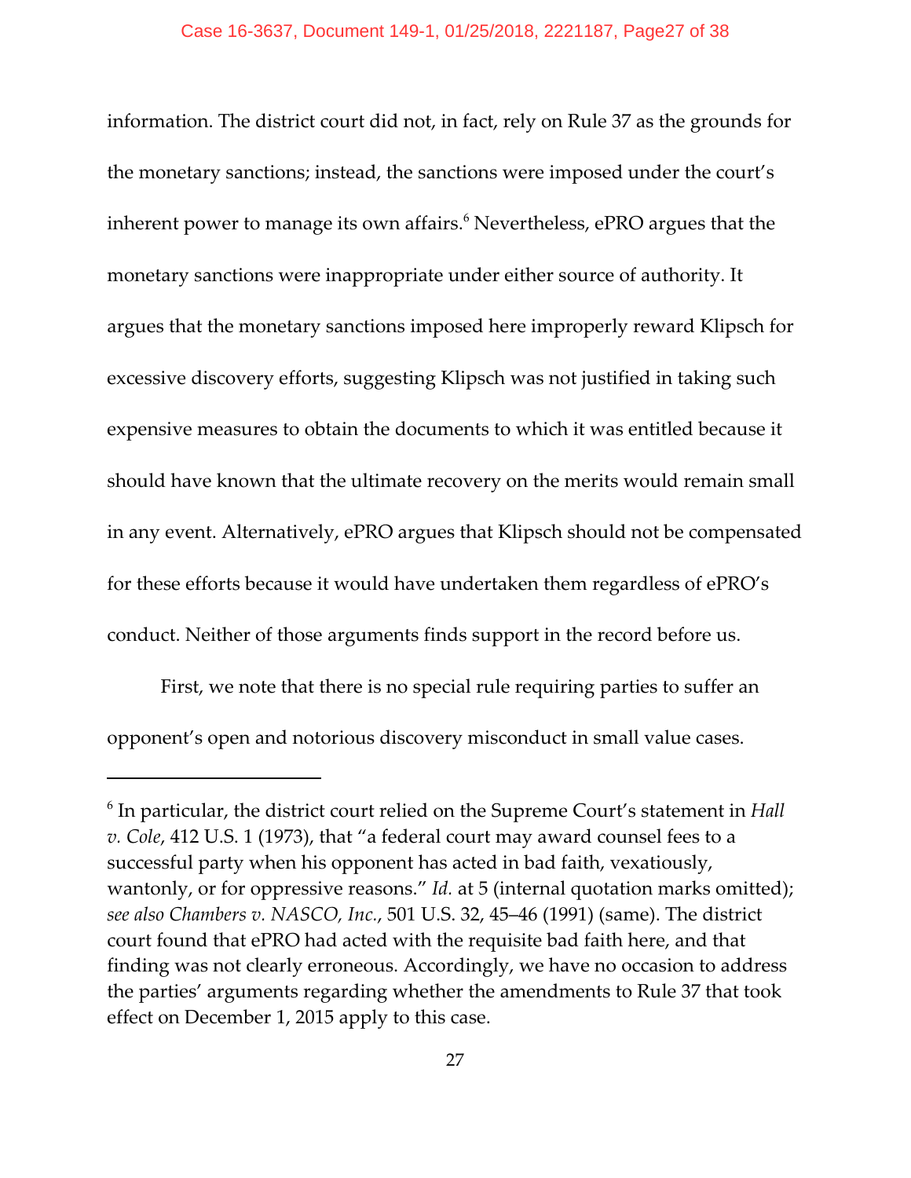information. The district court did not, in fact, rely on Rule 37 as the grounds for the monetary sanctions; instead, the sanctions were imposed under the court's inherent power to manage its own affairs.[6] Nevertheless, ePRO argues that the monetary sanctions were inappropriate under either source of authority. It argues that the monetary sanctions imposed here improperly reward Klipsch for excessive discovery efforts, suggesting Klipsch was not justified in taking such expensive measures to obtain the documents to which it was entitled because it should have known that the ultimate recovery on the merits would remain small in any event. Alternatively, ePRO argues that Klipsch should not be compensated for these efforts because it would have undertaken them regardless of ePRO's conduct. Neither of those arguments finds support in the record before us.

First, we note that there is no special rule requiring parties to suffer an opponent's open and notorious discovery misconduct in small value cases.

---

[6] In particular, the district court relied on the Supreme Court's statement in *Hall v. Cole*, 412 U.S. 1 (1973), that "a federal court may award counsel fees to a successful party when his opponent has acted in bad faith, vexatiously, wantonly, or for oppressive reasons." *Id.* at 5 (internal quotation marks omitted); *see also Chambers v. NASCO, Inc.*, 501 U.S. 32, 45–46 (1991) (same). The district court found that ePRO had acted with the requisite bad faith here, and that finding was not clearly erroneous. Accordingly, we have no occasion to address the parties' arguments regarding whether the amendments to Rule 37 that took effect on December 1, 2015 apply to this case.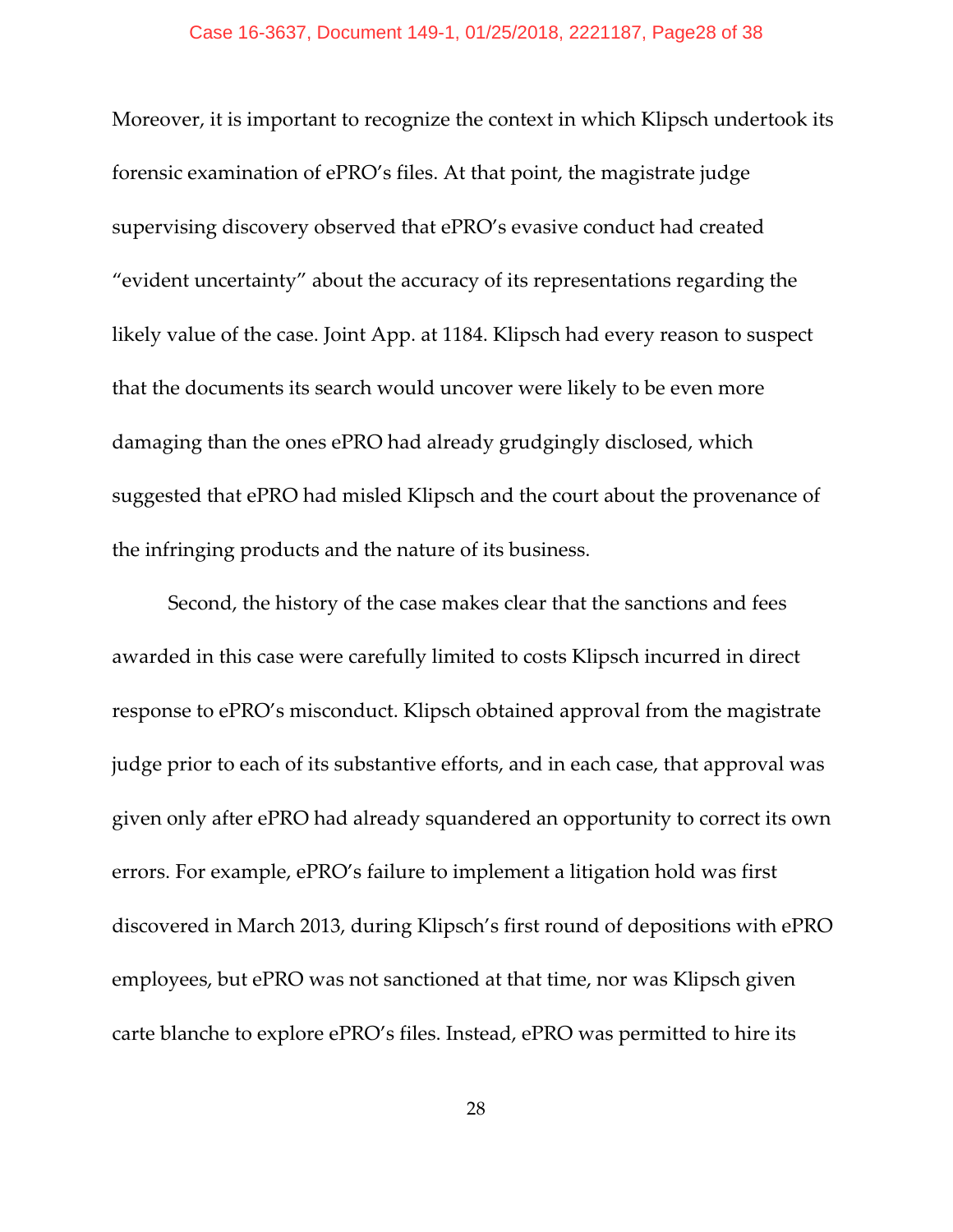Moreover, it is important to recognize the context in which Klipsch undertook its forensic examination of ePRO's files. At that point, the magistrate judge supervising discovery observed that ePRO's evasive conduct had created "evident uncertainty" about the accuracy of its representations regarding the likely value of the case. Joint App. at 1184. Klipsch had every reason to suspect that the documents its search would uncover were likely to be even more damaging than the ones ePRO had already grudgingly disclosed, which suggested that ePRO had misled Klipsch and the court about the provenance of the infringing products and the nature of its business.

Second, the history of the case makes clear that the sanctions and fees awarded in this case were carefully limited to costs Klipsch incurred in direct response to ePRO's misconduct. Klipsch obtained approval from the magistrate judge prior to each of its substantive efforts, and in each case, that approval was given only after ePRO had already squandered an opportunity to correct its own errors. For example, ePRO's failure to implement a litigation hold was first discovered in March 2013, during Klipsch's first round of depositions with ePRO employees, but ePRO was not sanctioned at that time, nor was Klipsch given carte blanche to explore ePRO's files. Instead, ePRO was permitted to hire its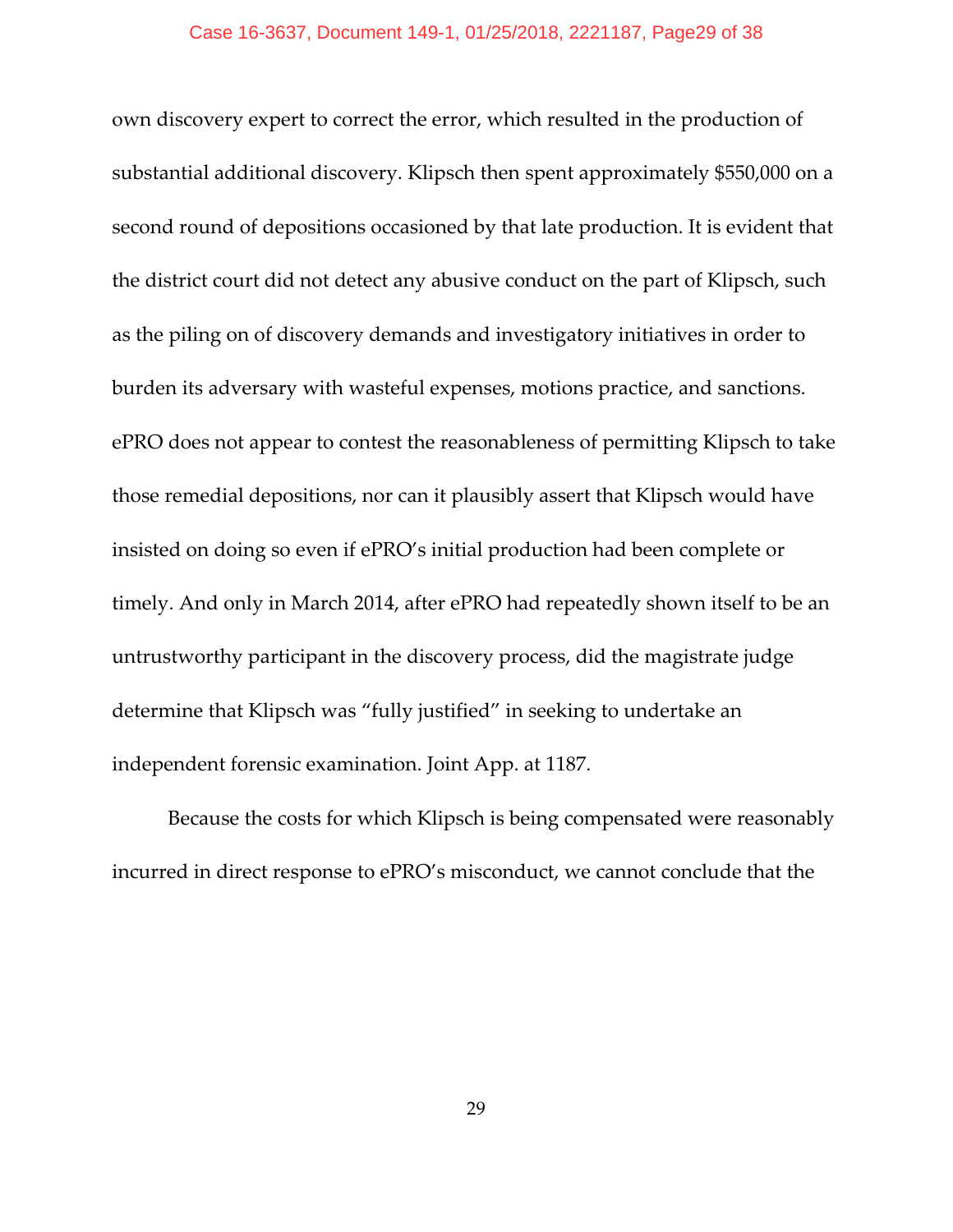own discovery expert to correct the error, which resulted in the production of substantial additional discovery. Klipsch then spent approximately $550,000 on a second round of depositions occasioned by that late production. It is evident that the district court did not detect any abusive conduct on the part of Klipsch, such as the piling on of discovery demands and investigatory initiatives in order to burden its adversary with wasteful expenses, motions practice, and sanctions. ePRO does not appear to contest the reasonableness of permitting Klipsch to take those remedial depositions, nor can it plausibly assert that Klipsch would have insisted on doing so even if ePRO's initial production had been complete or timely. And only in March 2014, after ePRO had repeatedly shown itself to be an untrustworthy participant in the discovery process, did the magistrate judge determine that Klipsch was "fully justified" in seeking to undertake an independent forensic examination. Joint App. at 1187.

Because the costs for which Klipsch is being compensated were reasonably incurred in direct response to ePRO's misconduct, we cannot conclude that the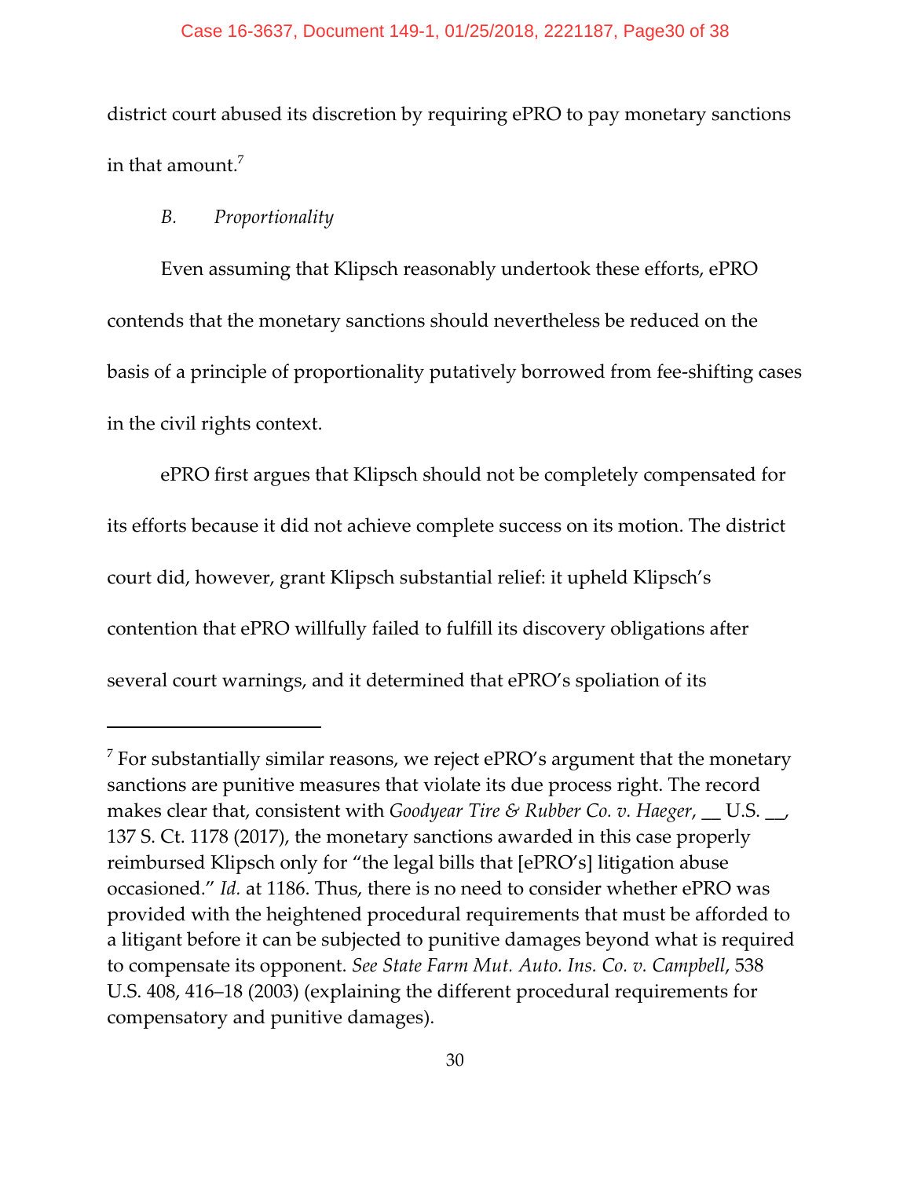district court abused its discretion by requiring ePRO to pay monetary sanctions in that amount.[7]

### *B. Proportionality*

Even assuming that Klipsch reasonably undertook these efforts, ePRO contends that the monetary sanctions should nevertheless be reduced on the basis of a principle of proportionality putatively borrowed from fee-shifting cases in the civil rights context.

ePRO first argues that Klipsch should not be completely compensated for its efforts because it did not achieve complete success on its motion. The district court did, however, grant Klipsch substantial relief: it upheld Klipsch's contention that ePRO willfully failed to fulfill its discovery obligations after several court warnings, and it determined that ePRO's spoliation of its

---

[7] For substantially similar reasons, we reject ePRO's argument that the monetary sanctions are punitive measures that violate its due process right. The record makes clear that, consistent with *Goodyear Tire & Rubber Co. v. Haeger*, __ U.S. __, 137 S. Ct. 1178 (2017), the monetary sanctions awarded in this case properly reimbursed Klipsch only for "the legal bills that [ePRO's] litigation abuse occasioned." *Id.* at 1186. Thus, there is no need to consider whether ePRO was provided with the heightened procedural requirements that must be afforded to a litigant before it can be subjected to punitive damages beyond what is required to compensate its opponent. *See State Farm Mut. Auto. Ins. Co. v. Campbell*, 538 U.S. 408, 416–18 (2003) (explaining the different procedural requirements for compensatory and punitive damages).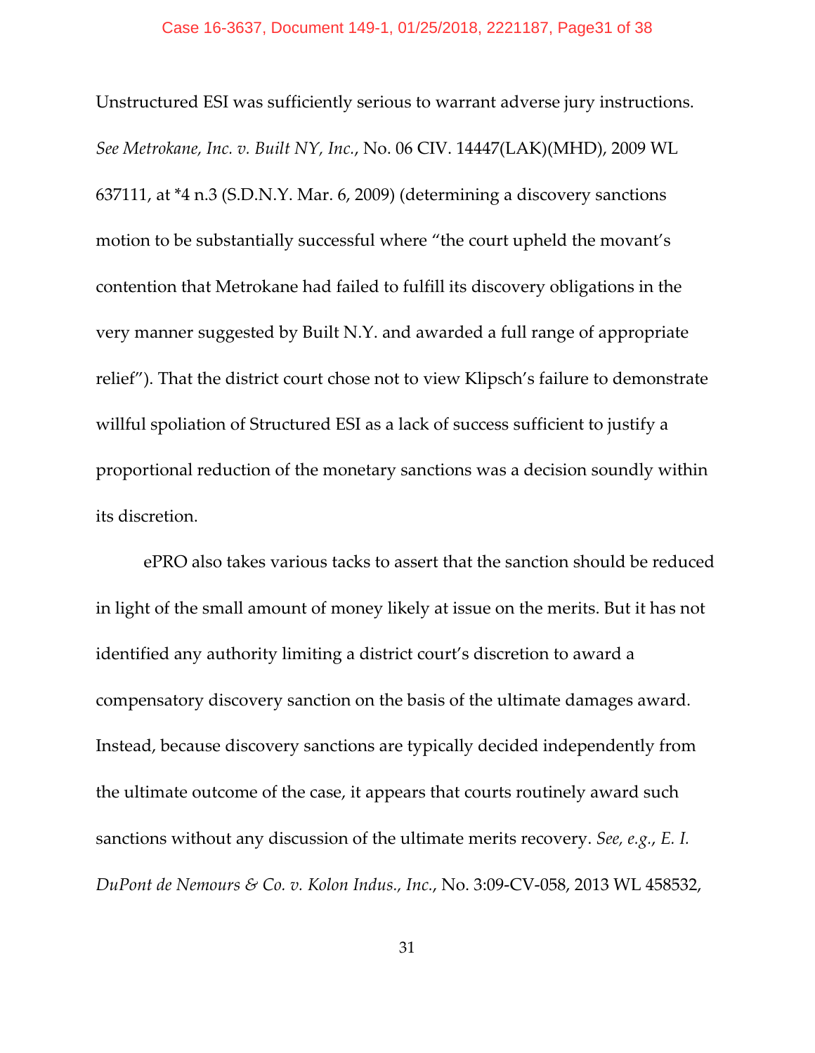Unstructured ESI was sufficiently serious to warrant adverse jury instructions. *See Metrokane, Inc. v. Built NY, Inc.*, No. 06 CIV. 14447(LAK)(MHD), 2009 WL 637111, at *4 n.3 (S.D.N.Y. Mar. 6, 2009) (determining a discovery sanctions motion to be substantially successful where "the court upheld the movant's contention that Metrokane had failed to fulfill its discovery obligations in the very manner suggested by Built N.Y. and awarded a full range of appropriate relief"). That the district court chose not to view Klipsch's failure to demonstrate willful spoliation of Structured ESI as a lack of success sufficient to justify a proportional reduction of the monetary sanctions was a decision soundly within its discretion.

ePRO also takes various tacks to assert that the sanction should be reduced in light of the small amount of money likely at issue on the merits. But it has not identified any authority limiting a district court's discretion to award a compensatory discovery sanction on the basis of the ultimate damages award. Instead, because discovery sanctions are typically decided independently from the ultimate outcome of the case, it appears that courts routinely award such sanctions without any discussion of the ultimate merits recovery. *See, e.g.*, *E. I. DuPont de Nemours & Co. v. Kolon Indus., Inc.*, No. 3:09-CV-058, 2013 WL 458532,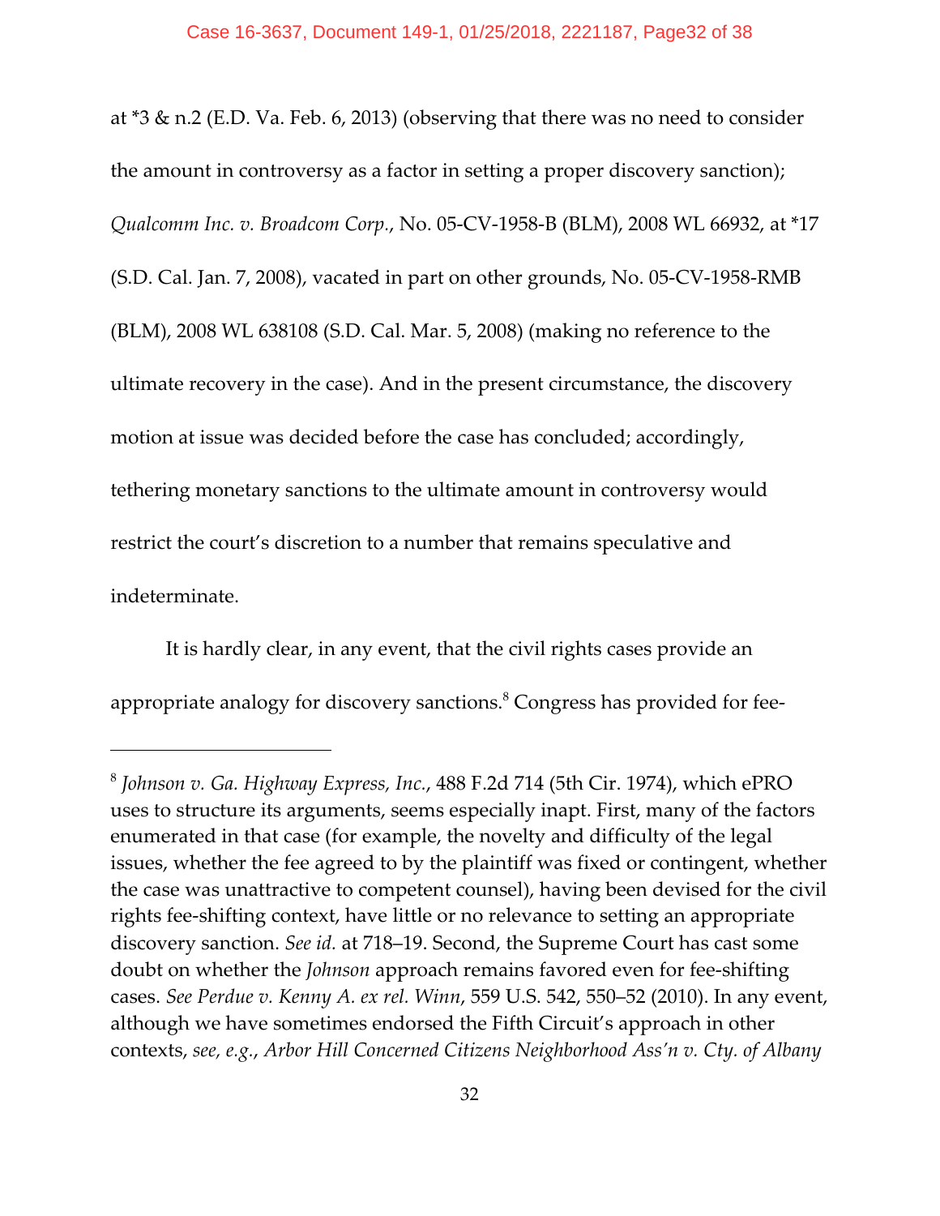at *3 & n.2 (E.D. Va. Feb. 6, 2013) (observing that there was no need to consider the amount in controversy as a factor in setting a proper discovery sanction); *Qualcomm Inc. v. Broadcom Corp.*, No. 05-CV-1958-B (BLM), 2008 WL 66932, at *17 (S.D. Cal. Jan. 7, 2008), vacated in part on other grounds, No. 05-CV-1958-RMB (BLM), 2008 WL 638108 (S.D. Cal. Mar. 5, 2008) (making no reference to the ultimate recovery in the case). And in the present circumstance, the discovery motion at issue was decided before the case has concluded; accordingly, tethering monetary sanctions to the ultimate amount in controversy would restrict the court's discretion to a number that remains speculative and indeterminate.

It is hardly clear, in any event, that the civil rights cases provide an appropriate analogy for discovery sanctions.[8] Congress has provided for fee-

---

[8] *Johnson v. Ga. Highway Express, Inc.*, 488 F.2d 714 (5th Cir. 1974), which ePRO uses to structure its arguments, seems especially inapt. First, many of the factors enumerated in that case (for example, the novelty and difficulty of the legal issues, whether the fee agreed to by the plaintiff was fixed or contingent, whether the case was unattractive to competent counsel), having been devised for the civil rights fee-shifting context, have little or no relevance to setting an appropriate discovery sanction. *See id.* at 718–19. Second, the Supreme Court has cast some doubt on whether the *Johnson* approach remains favored even for fee-shifting cases. *See Perdue v. Kenny A. ex rel. Winn*, 559 U.S. 542, 550–52 (2010). In any event, although we have sometimes endorsed the Fifth Circuit's approach in other contexts, *see, e.g.*, *Arbor Hill Concerned Citizens Neighborhood Ass'n v. Cty. of Albany*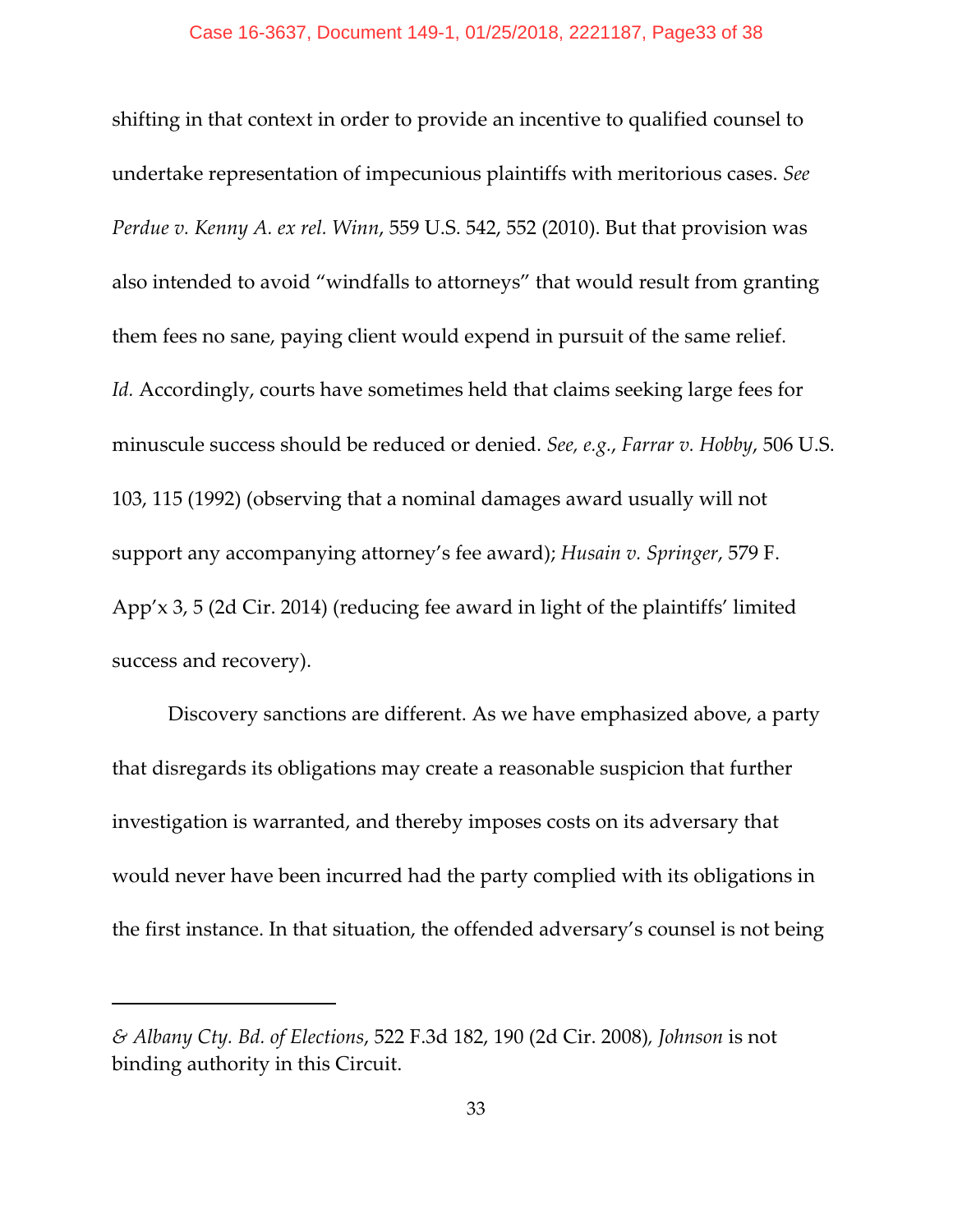shifting in that context in order to provide an incentive to qualified counsel to undertake representation of impecunious plaintiffs with meritorious cases. *See Perdue v. Kenny A. ex rel. Winn*, 559 U.S. 542, 552 (2010). But that provision was also intended to avoid "windfalls to attorneys" that would result from granting them fees no sane, paying client would expend in pursuit of the same relief. *Id.* Accordingly, courts have sometimes held that claims seeking large fees for minuscule success should be reduced or denied. *See, e.g.*, *Farrar v. Hobby*, 506 U.S. 103, 115 (1992) (observing that a nominal damages award usually will not support any accompanying attorney's fee award); *Husain v. Springer*, 579 F. App'x 3, 5 (2d Cir. 2014) (reducing fee award in light of the plaintiffs' limited success and recovery).

Discovery sanctions are different. As we have emphasized above, a party that disregards its obligations may create a reasonable suspicion that further investigation is warranted, and thereby imposes costs on its adversary that would never have been incurred had the party complied with its obligations in the first instance. In that situation, the offended adversary's counsel is not being

---

*& Albany Cty. Bd. of Elections*, 522 F.3d 182, 190 (2d Cir. 2008), *Johnson* is not binding authority in this Circuit.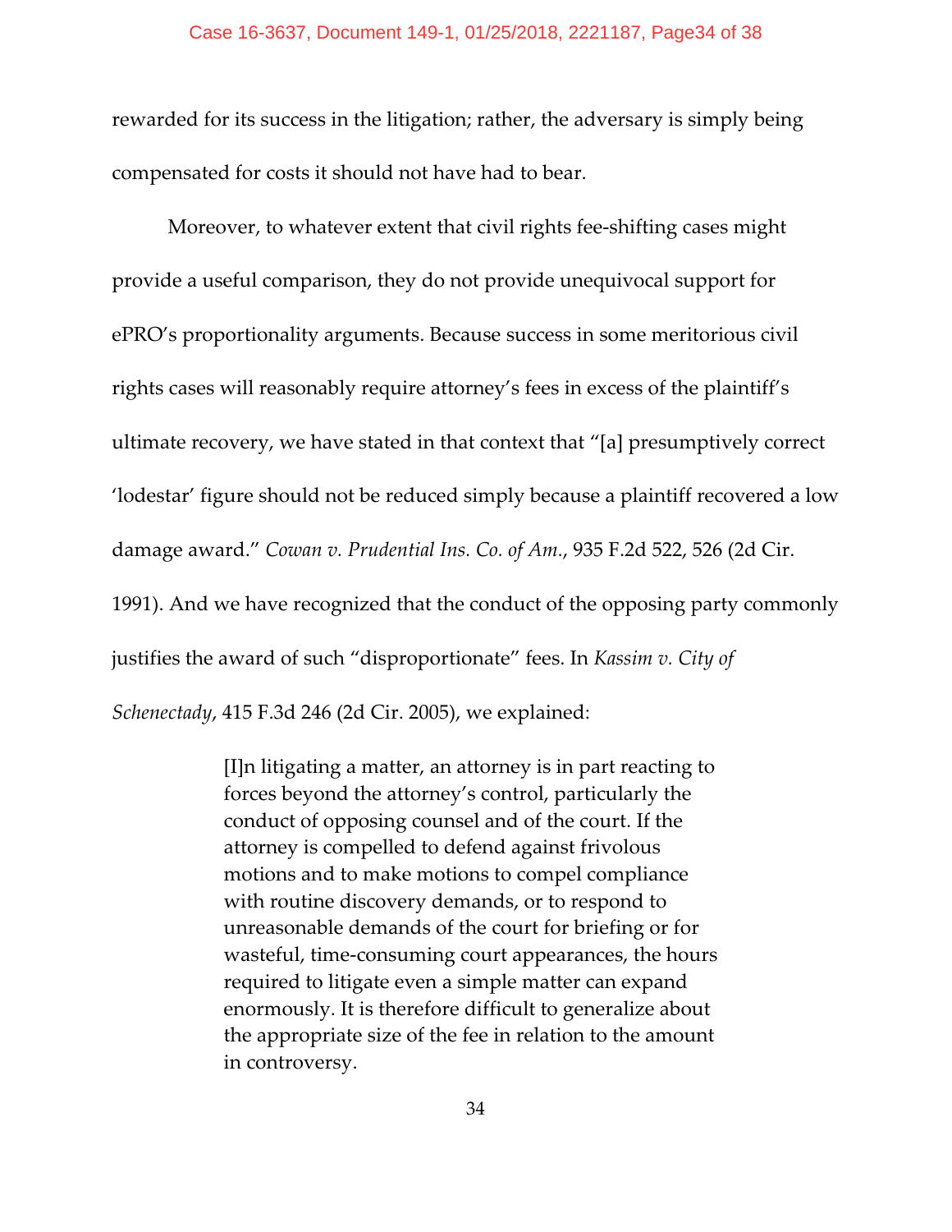rewarded for its success in the litigation; rather, the adversary is simply being compensated for costs it should not have had to bear.

Moreover, to whatever extent that civil rights fee-shifting cases might provide a useful comparison, they do not provide unequivocal support for ePRO's proportionality arguments. Because success in some meritorious civil rights cases will reasonably require attorney's fees in excess of the plaintiff's ultimate recovery, we have stated in that context that "[a] presumptively correct 'lodestar' figure should not be reduced simply because a plaintiff recovered a low damage award." *Cowan v. Prudential Ins. Co. of Am.*, 935 F.2d 522, 526 (2d Cir. 1991). And we have recognized that the conduct of the opposing party commonly justifies the award of such "disproportionate" fees. In *Kassim v. City of Schenectady*, 415 F.3d 246 (2d Cir. 2005), we explained:

> [I]n litigating a matter, an attorney is in part reacting to forces beyond the attorney's control, particularly the conduct of opposing counsel and of the court. If the attorney is compelled to defend against frivolous motions and to make motions to compel compliance with routine discovery demands, or to respond to unreasonable demands of the court for briefing or for wasteful, time-consuming court appearances, the hours required to litigate even a simple matter can expand enormously. It is therefore difficult to generalize about the appropriate size of the fee in relation to the amount in controversy.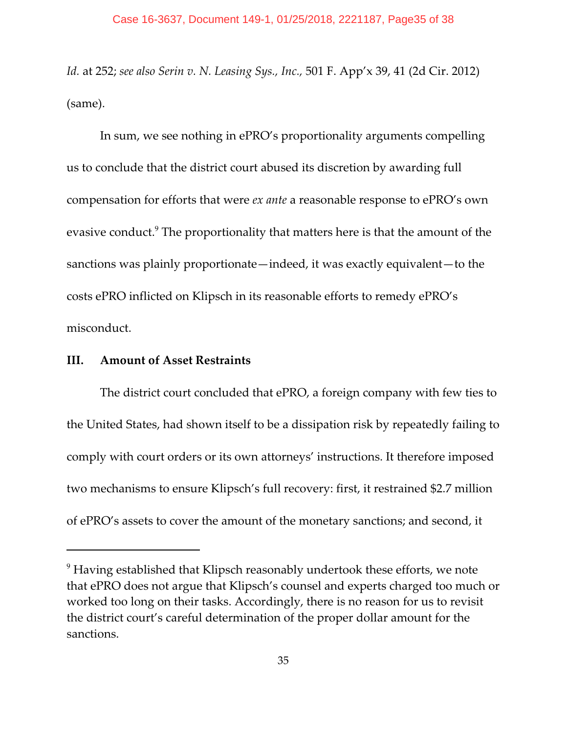*Id.* at 252; *see also Serin v. N. Leasing Sys., Inc.*, 501 F. App'x 39, 41 (2d Cir. 2012) (same).

In sum, we see nothing in ePRO's proportionality arguments compelling us to conclude that the district court abused its discretion by awarding full compensation for efforts that were *ex ante* a reasonable response to ePRO's own evasive conduct.[9] The proportionality that matters here is that the amount of the sanctions was plainly proportionate—indeed, it was exactly equivalent—to the costs ePRO inflicted on Klipsch in its reasonable efforts to remedy ePRO's misconduct.

## III. Amount of Asset Restraints

The district court concluded that ePRO, a foreign company with few ties to the United States, had shown itself to be a dissipation risk by repeatedly failing to comply with court orders or its own attorneys' instructions. It therefore imposed two mechanisms to ensure Klipsch's full recovery: first, it restrained $2.7 million of ePRO's assets to cover the amount of the monetary sanctions; and second, it

---

[9] Having established that Klipsch reasonably undertook these efforts, we note that ePRO does not argue that Klipsch's counsel and experts charged too much or worked too long on their tasks. Accordingly, there is no reason for us to revisit the district court's careful determination of the proper dollar amount for the sanctions.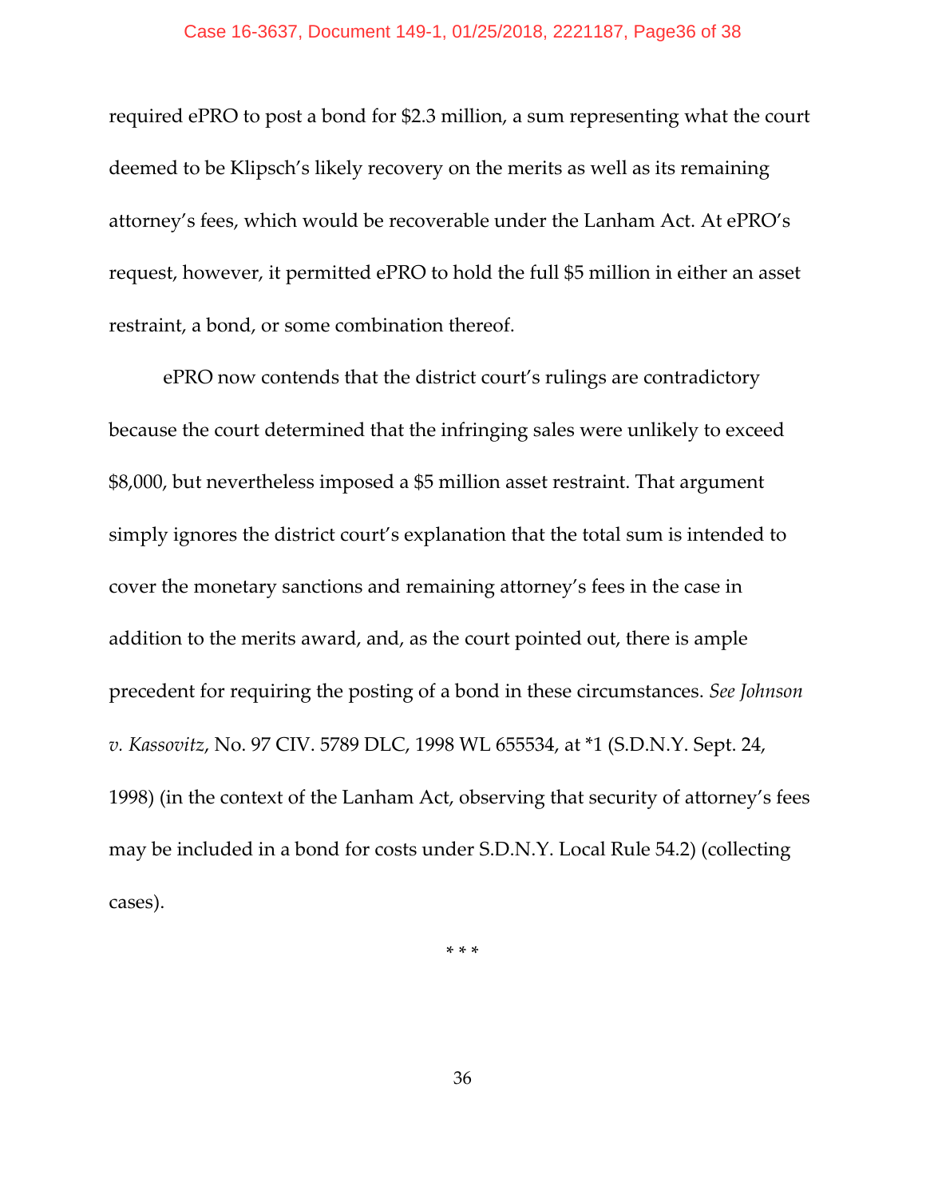required ePRO to post a bond for $2.3 million, a sum representing what the court deemed to be Klipsch's likely recovery on the merits as well as its remaining attorney's fees, which would be recoverable under the Lanham Act. At ePRO's request, however, it permitted ePRO to hold the full $5 million in either an asset restraint, a bond, or some combination thereof.

ePRO now contends that the district court's rulings are contradictory because the court determined that the infringing sales were unlikely to exceed $8,000, but nevertheless imposed a $5 million asset restraint. That argument simply ignores the district court's explanation that the total sum is intended to cover the monetary sanctions and remaining attorney's fees in the case in addition to the merits award, and, as the court pointed out, there is ample precedent for requiring the posting of a bond in these circumstances. *See Johnson v. Kassovitz*, No. 97 CIV. 5789 DLC, 1998 WL 655534, at *1 (S.D.N.Y. Sept. 24, 1998) (in the context of the Lanham Act, observing that security of attorney's fees may be included in a bond for costs under S.D.N.Y. Local Rule 54.2) (collecting cases).

\* \* \*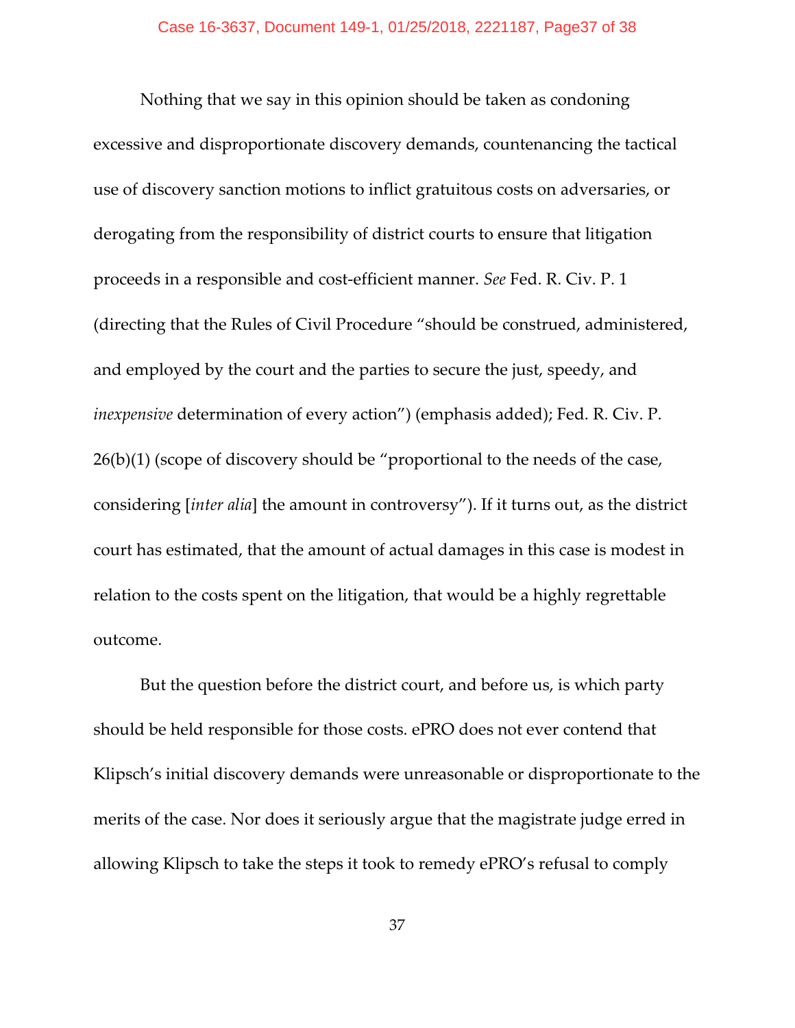Nothing that we say in this opinion should be taken as condoning excessive and disproportionate discovery demands, countenancing the tactical use of discovery sanction motions to inflict gratuitous costs on adversaries, or derogating from the responsibility of district courts to ensure that litigation proceeds in a responsible and cost-efficient manner. *See* Fed. R. Civ. P. 1 (directing that the Rules of Civil Procedure "should be construed, administered, and employed by the court and the parties to secure the just, speedy, and *inexpensive* determination of every action") (emphasis added); Fed. R. Civ. P. 26(b)(1) (scope of discovery should be "proportional to the needs of the case, considering [*inter alia*] the amount in controversy"). If it turns out, as the district court has estimated, that the amount of actual damages in this case is modest in relation to the costs spent on the litigation, that would be a highly regrettable outcome.

But the question before the district court, and before us, is which party should be held responsible for those costs. ePRO does not ever contend that Klipsch's initial discovery demands were unreasonable or disproportionate to the merits of the case. Nor does it seriously argue that the magistrate judge erred in allowing Klipsch to take the steps it took to remedy ePRO's refusal to comply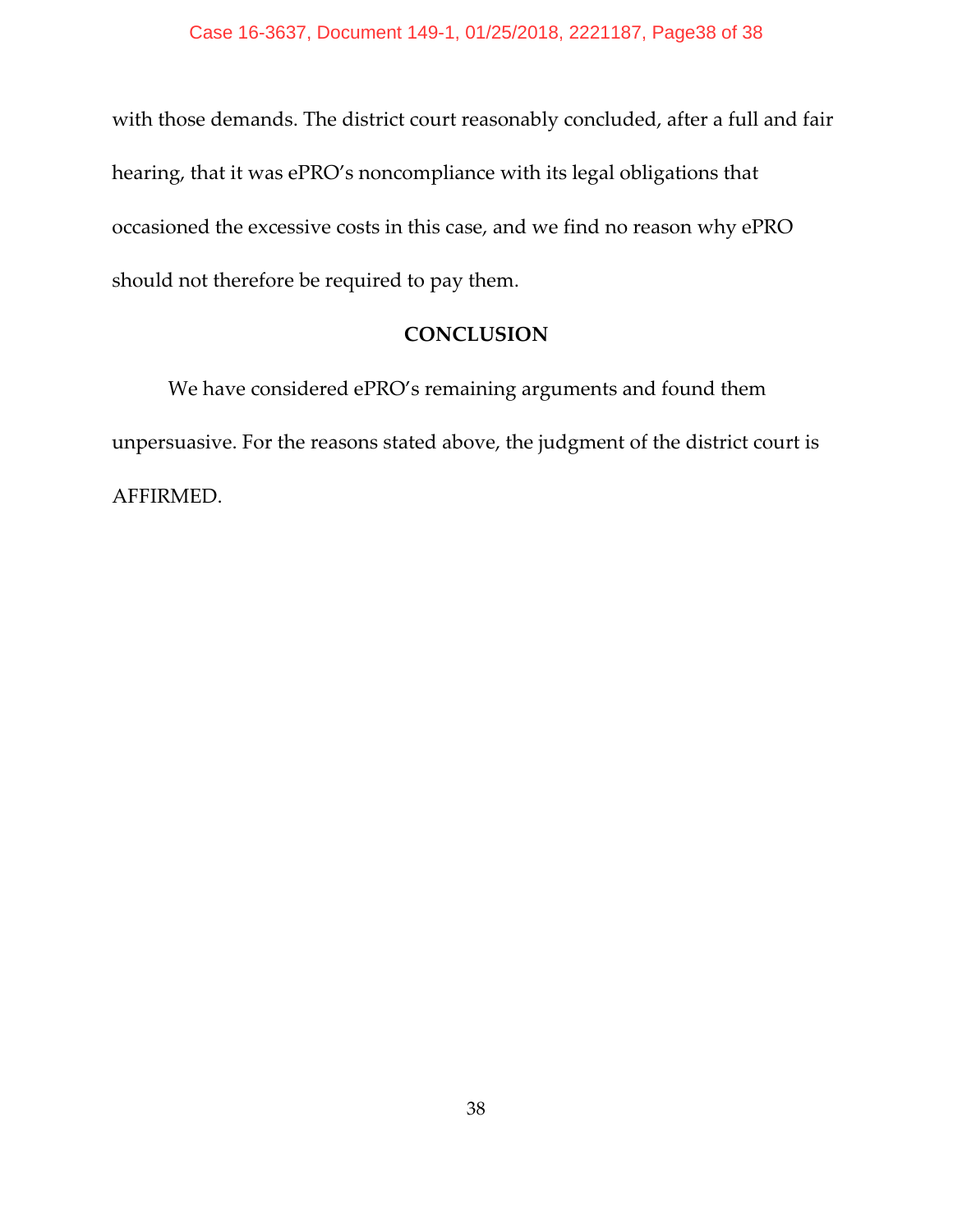with those demands. The district court reasonably concluded, after a full and fair hearing, that it was ePRO's noncompliance with its legal obligations that occasioned the excessive costs in this case, and we find no reason why ePRO should not therefore be required to pay them.

## CONCLUSION

We have considered ePRO's remaining arguments and found them unpersuasive. For the reasons stated above, the judgment of the district court is AFFIRMED.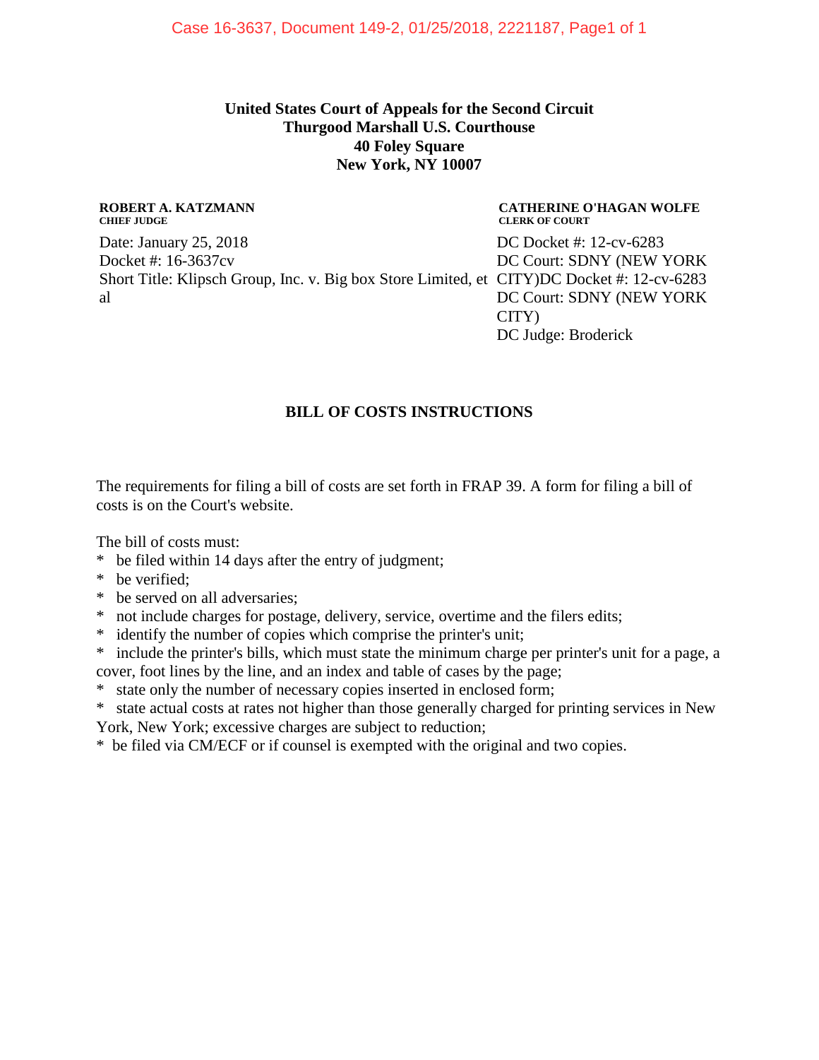**United States Court of Appeals for the Second Circuit**
**Thurgood Marshall U.S. Courthouse**
**40 Foley Square**
**New York, NY 10007**

**ROBERT A. KATZMANN**
**CHIEF JUDGE**

**CATHERINE O'HAGAN WOLFE**
**CLERK OF COURT**

Date: January 25, 2018
Docket #: 16-3637cv
Short Title: Klipsch Group, Inc. v. Big box Store Limited, et al

DC Docket #: 12-cv-6283
DC Court: SDNY (NEW YORK CITY)DC Docket #: 12-cv-6283
DC Court: SDNY (NEW YORK CITY)
DC Judge: Broderick

## BILL OF COSTS INSTRUCTIONS

The requirements for filing a bill of costs are set forth in FRAP 39. A form for filing a bill of costs is on the Court's website.

The bill of costs must:

* be filed within 14 days after the entry of judgment;
* be verified;
* be served on all adversaries;
* not include charges for postage, delivery, service, overtime and the filers edits;
* identify the number of copies which comprise the printer's unit;
* include the printer's bills, which must state the minimum charge per printer's unit for a page, a cover, foot lines by the line, and an index and table of cases by the page;
* state only the number of necessary copies inserted in enclosed form;
* state actual costs at rates not higher than those generally charged for printing services in New York, New York; excessive charges are subject to reduction;
* be filed via CM/ECF or if counsel is exempted with the original and two copies.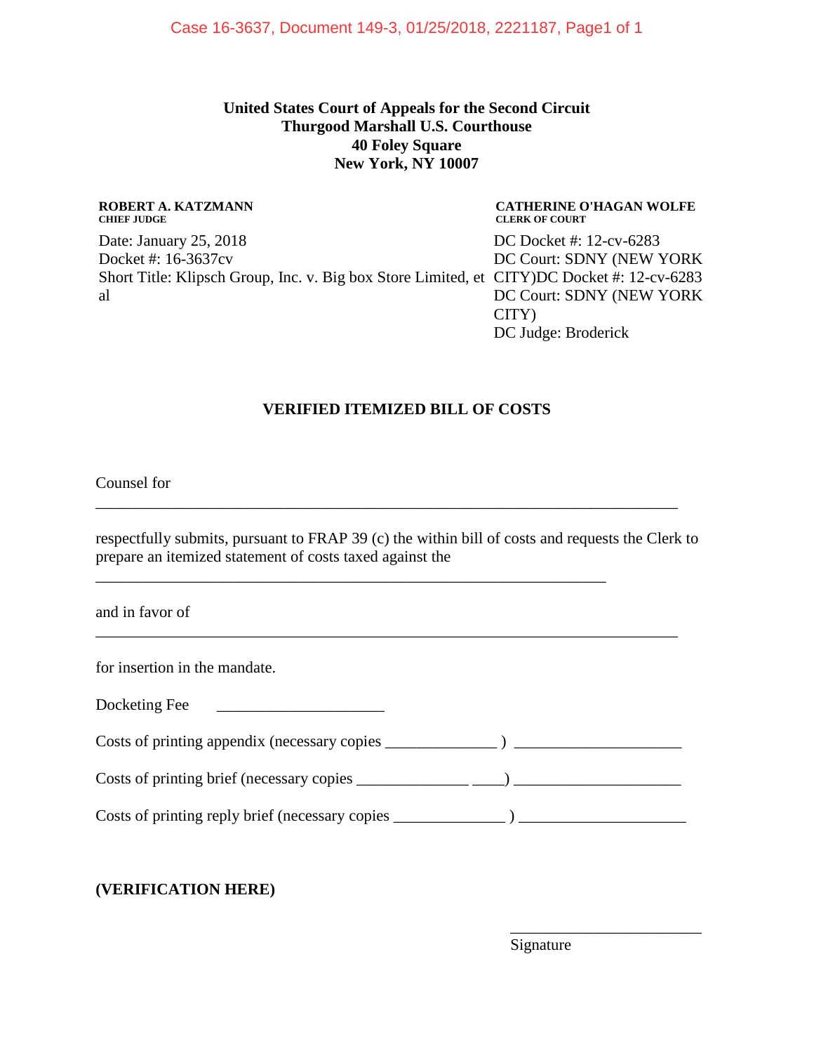**United States Court of Appeals for the Second Circuit**
**Thurgood Marshall U.S. Courthouse**
**40 Foley Square**
**New York, NY 10007**

**ROBERT A. KATZMANN**
**CHIEF JUDGE**

**CATHERINE O'HAGAN WOLFE**
**CLERK OF COURT**

Date: January 25, 2018
Docket #: 16-3637cv
Short Title: Klipsch Group, Inc. v. Big box Store Limited, et al

DC Docket #: 12-cv-6283
DC Court: SDNY (NEW YORK CITY)DC Docket #: 12-cv-6283
DC Court: SDNY (NEW YORK CITY)
DC Judge: Broderick

## VERIFIED ITEMIZED BILL OF COSTS

Counsel for

_____________________________________________________________________________

respectfully submits, pursuant to FRAP 39 (c) the within bill of costs and requests the Clerk to prepare an itemized statement of costs taxed against the

___________________________________________________________________

and in favor of

_____________________________________________________________________________

for insertion in the mandate.

Docketing Fee ______________________

Costs of printing appendix (necessary copies ______________ ) ______________________

Costs of printing brief (necessary copies ______________ ____) ______________________

Costs of printing reply brief (necessary copies ______________ ) ______________________

**(VERIFICATION HERE)**

_________________________
Signature